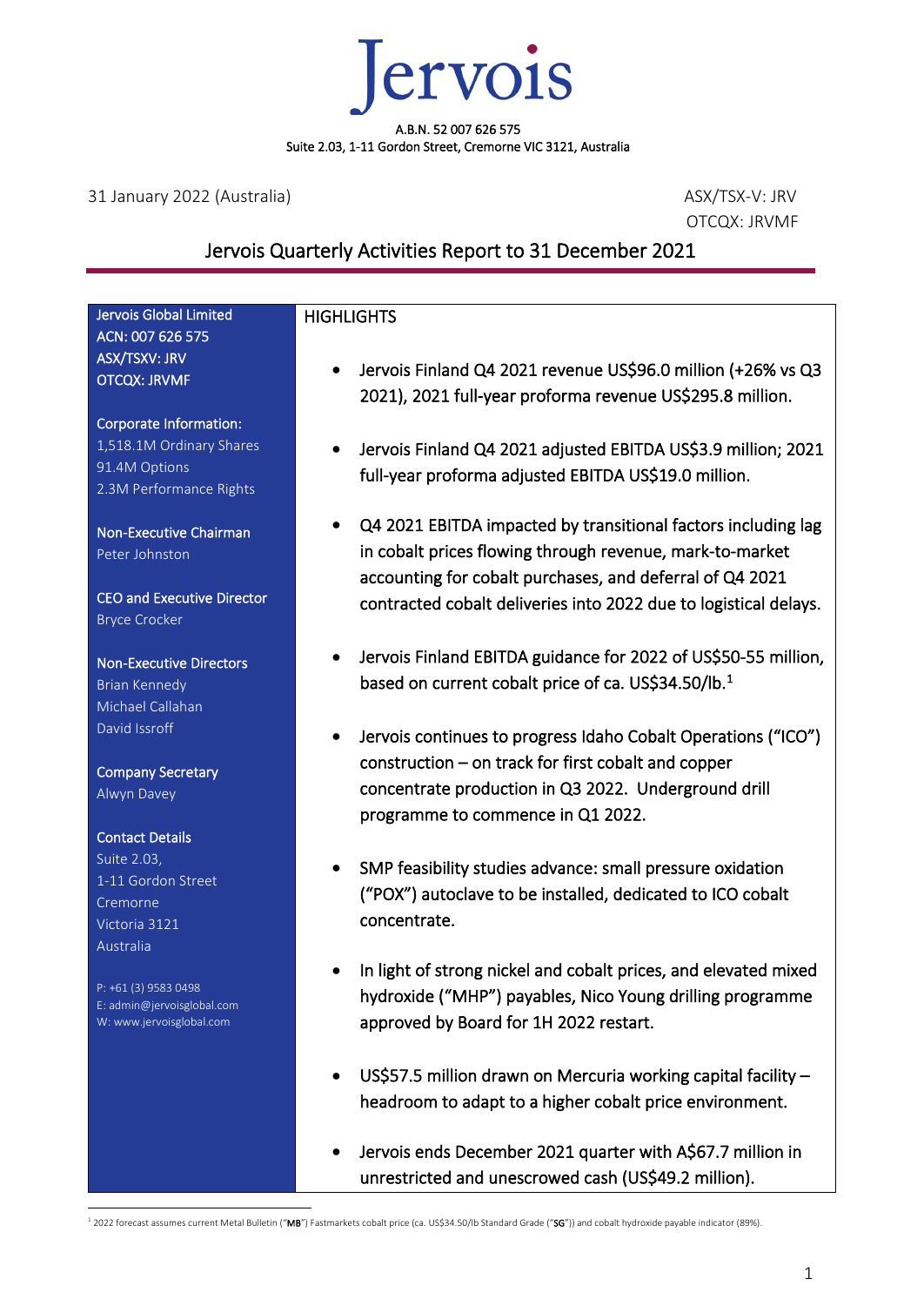# Jervois

A.B.N. 52 007 626 575
Suite 2.03, 1-11 Gordon Street, Cremorne VIC 3121, Australia

31 January 2022 (Australia)

ASX/TSX-V: JRV
OTCQX: JRVMF

## Jervois Quarterly Activities Report to 31 December 2021

**Jervois Global Limited**
**ACN: 007 626 575**
**ASX/TSXV: JRV**
**OTCQX: JRVMF**

**Corporate Information:**
1,518.1M Ordinary Shares
91.4M Options
2.3M Performance Rights

**Non-Executive Chairman**
Peter Johnston

**CEO and Executive Director**
Bryce Crocker

**Non-Executive Directors**
Brian Kennedy
Michael Callahan
David Issroff

**Company Secretary**
Alwyn Davey

**Contact Details**
Suite 2.03,
1-11 Gordon Street
Cremorne
Victoria 3121
Australia

P: +61 (3) 9583 0498
E: admin@jervoisglobal.com
W: www.jervoisglobal.com

### HIGHLIGHTS

- Jervois Finland Q4 2021 revenue US$96.0 million (+26% vs Q3 2021), 2021 full-year proforma revenue US$295.8 million.
- Jervois Finland Q4 2021 adjusted EBITDA US$3.9 million; 2021 full-year proforma adjusted EBITDA US$19.0 million.
- Q4 2021 EBITDA impacted by transitional factors including lag in cobalt prices flowing through revenue, mark-to-market accounting for cobalt purchases, and deferral of Q4 2021 contracted cobalt deliveries into 2022 due to logistical delays.
- Jervois Finland EBITDA guidance for 2022 of US$50-55 million, based on current cobalt price of ca. US$34.50/lb.[1]
- Jervois continues to progress Idaho Cobalt Operations ("ICO") construction – on track for first cobalt and copper concentrate production in Q3 2022. Underground drill programme to commence in Q1 2022.
- SMP feasibility studies advance: small pressure oxidation ("POX") autoclave to be installed, dedicated to ICO cobalt concentrate.
- In light of strong nickel and cobalt prices, and elevated mixed hydroxide ("MHP") payables, Nico Young drilling programme approved by Board for 1H 2022 restart.
- US$57.5 million drawn on Mercuria working capital facility – headroom to adapt to a higher cobalt price environment.
- Jervois ends December 2021 quarter with A$67.7 million in unrestricted and unescrowed cash (US$49.2 million).

[1] 2022 forecast assumes current Metal Bulletin ("**MB**") Fastmarkets cobalt price (ca. US$34.50/lb Standard Grade ("**SG**")) and cobalt hydroxide payable indicator (89%).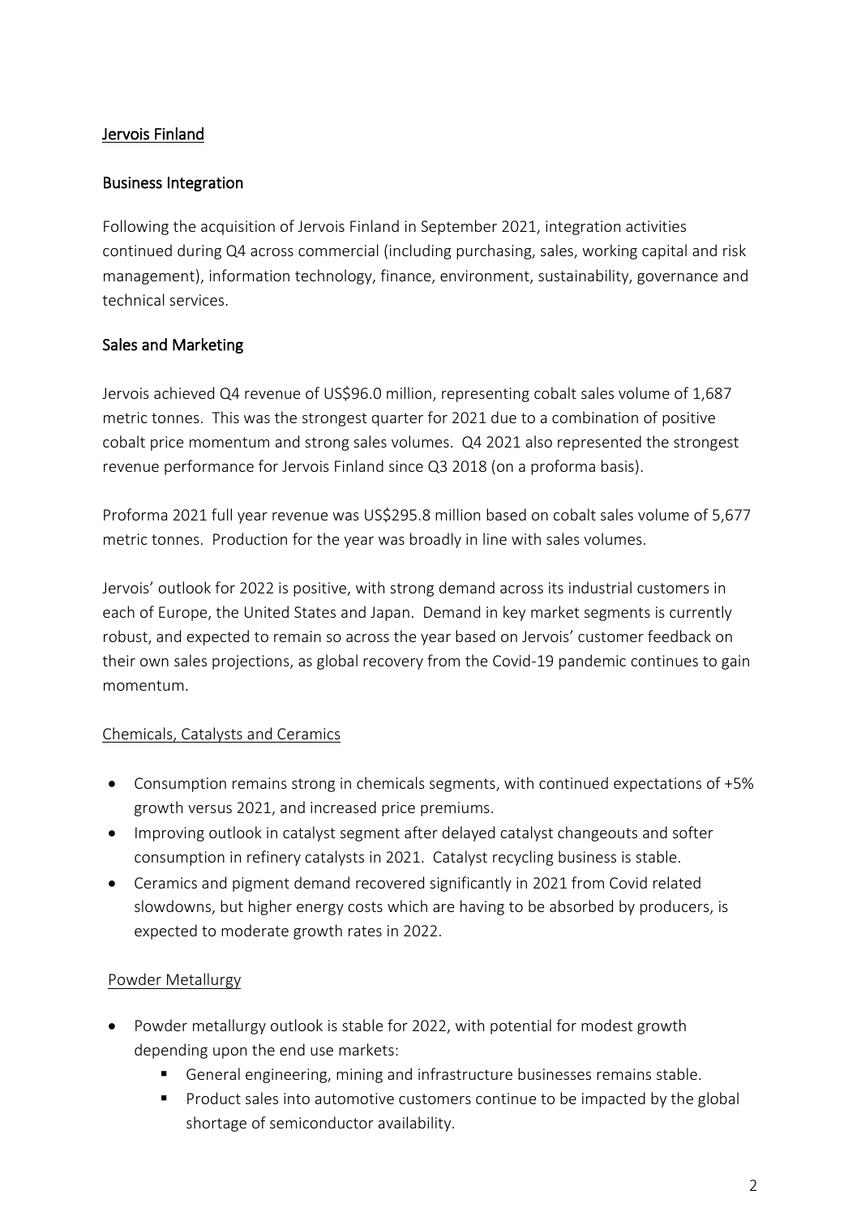## Jervois Finland

### Business Integration

Following the acquisition of Jervois Finland in September 2021, integration activities continued during Q4 across commercial (including purchasing, sales, working capital and risk management), information technology, finance, environment, sustainability, governance and technical services.

### Sales and Marketing

Jervois achieved Q4 revenue of US$96.0 million, representing cobalt sales volume of 1,687 metric tonnes. This was the strongest quarter for 2021 due to a combination of positive cobalt price momentum and strong sales volumes. Q4 2021 also represented the strongest revenue performance for Jervois Finland since Q3 2018 (on a proforma basis).

Proforma 2021 full year revenue was US$295.8 million based on cobalt sales volume of 5,677 metric tonnes. Production for the year was broadly in line with sales volumes.

Jervois' outlook for 2022 is positive, with strong demand across its industrial customers in each of Europe, the United States and Japan. Demand in key market segments is currently robust, and expected to remain so across the year based on Jervois' customer feedback on their own sales projections, as global recovery from the Covid-19 pandemic continues to gain momentum.

#### Chemicals, Catalysts and Ceramics

- Consumption remains strong in chemicals segments, with continued expectations of +5% growth versus 2021, and increased price premiums.
- Improving outlook in catalyst segment after delayed catalyst changeouts and softer consumption in refinery catalysts in 2021. Catalyst recycling business is stable.
- Ceramics and pigment demand recovered significantly in 2021 from Covid related slowdowns, but higher energy costs which are having to be absorbed by producers, is expected to moderate growth rates in 2022.

#### Powder Metallurgy

- Powder metallurgy outlook is stable for 2022, with potential for modest growth depending upon the end use markets:
  - General engineering, mining and infrastructure businesses remains stable.
  - Product sales into automotive customers continue to be impacted by the global shortage of semiconductor availability.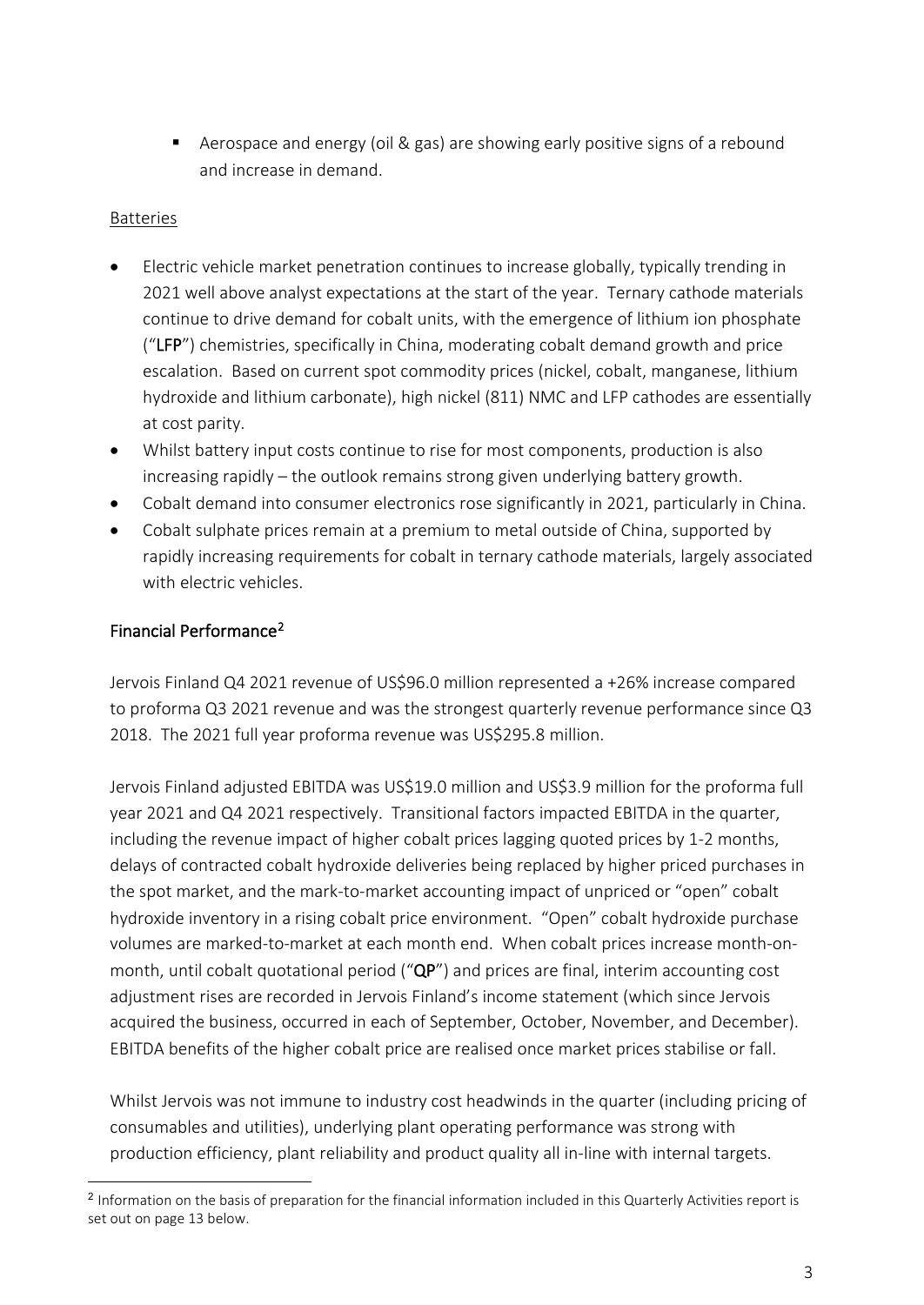- Aerospace and energy (oil & gas) are showing early positive signs of a rebound and increase in demand.

Batteries

- Electric vehicle market penetration continues to increase globally, typically trending in 2021 well above analyst expectations at the start of the year. Ternary cathode materials continue to drive demand for cobalt units, with the emergence of lithium ion phosphate ("**LFP**") chemistries, specifically in China, moderating cobalt demand growth and price escalation. Based on current spot commodity prices (nickel, cobalt, manganese, lithium hydroxide and lithium carbonate), high nickel (811) NMC and LFP cathodes are essentially at cost parity.
- Whilst battery input costs continue to rise for most components, production is also increasing rapidly – the outlook remains strong given underlying battery growth.
- Cobalt demand into consumer electronics rose significantly in 2021, particularly in China.
- Cobalt sulphate prices remain at a premium to metal outside of China, supported by rapidly increasing requirements for cobalt in ternary cathode materials, largely associated with electric vehicles.

## Financial Performance[2]

Jervois Finland Q4 2021 revenue of US$96.0 million represented a +26% increase compared to proforma Q3 2021 revenue and was the strongest quarterly revenue performance since Q3 2018. The 2021 full year proforma revenue was US$295.8 million.

Jervois Finland adjusted EBITDA was US$19.0 million and US$3.9 million for the proforma full year 2021 and Q4 2021 respectively. Transitional factors impacted EBITDA in the quarter, including the revenue impact of higher cobalt prices lagging quoted prices by 1-2 months, delays of contracted cobalt hydroxide deliveries being replaced by higher priced purchases in the spot market, and the mark-to-market accounting impact of unpriced or "open" cobalt hydroxide inventory in a rising cobalt price environment. "Open" cobalt hydroxide purchase volumes are marked-to-market at each month end. When cobalt prices increase month-on-month, until cobalt quotational period ("**QP**") and prices are final, interim accounting cost adjustment rises are recorded in Jervois Finland's income statement (which since Jervois acquired the business, occurred in each of September, October, November, and December). EBITDA benefits of the higher cobalt price are realised once market prices stabilise or fall.

Whilst Jervois was not immune to industry cost headwinds in the quarter (including pricing of consumables and utilities), underlying plant operating performance was strong with production efficiency, plant reliability and product quality all in-line with internal targets.

[2] Information on the basis of preparation for the financial information included in this Quarterly Activities report is set out on page 13 below.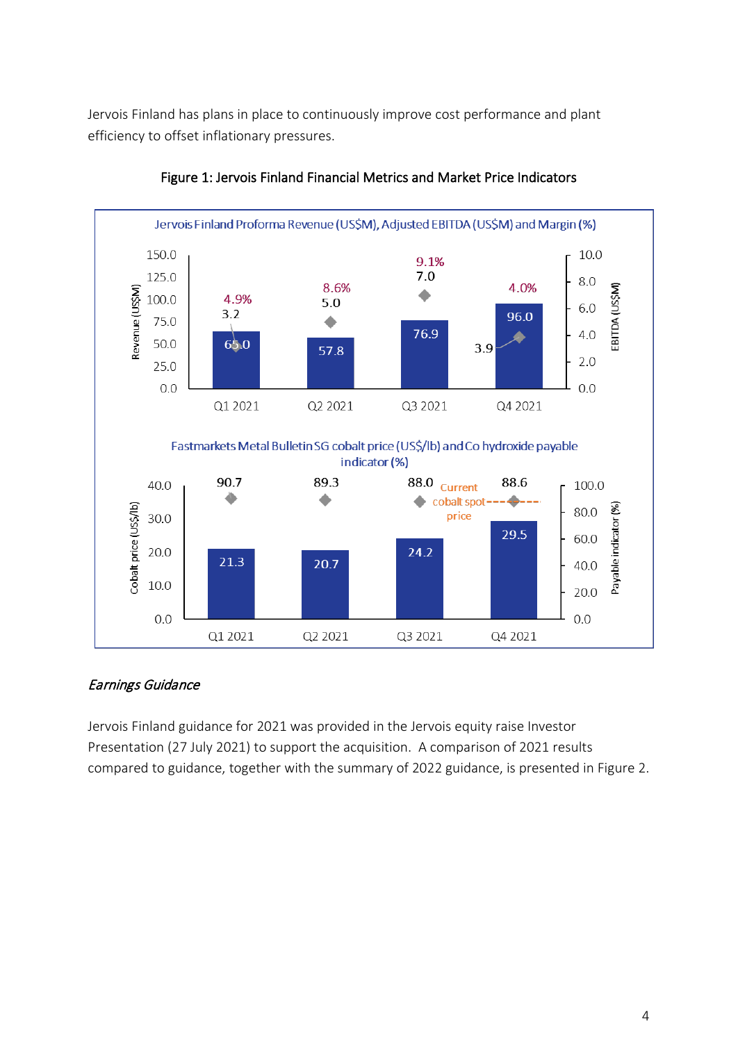Jervois Finland has plans in place to continuously improve cost performance and plant efficiency to offset inflationary pressures.

**Figure 1: Jervois Finland Financial Metrics and Market Price Indicators**

Jervois Finland Proforma Revenue (US$M), Adjusted EBITDA (US$M) and Margin (%)

| | Q1 2021 | Q2 2021 | Q3 2021 | Q4 2021 |
|---|---|---|---|---|
| Revenue (US$M) | 65.0 | 57.8 | 76.9 | 96.0 |
| EBITDA (US$M) | 3.2 | 5.0 | 7.0 | 3.9 |
| Margin (%) | 4.9% | 8.6% | 9.1% | 4.0% |

Fastmarkets Metal Bulletin SG cobalt price (US$/lb) and Co hydroxide payable indicator (%)

| | Q1 2021 | Q2 2021 | Q3 2021 | Q4 2021 |
|---|---|---|---|---|
| Cobalt price (US$/lb) | 21.3 | 20.7 | 24.2 | 29.5 |
| Payable indicator (%) | 90.7 | 89.3 | 88.0 | 88.6 |

Current cobalt spot price

*Earnings Guidance*

Jervois Finland guidance for 2021 was provided in the Jervois equity raise Investor Presentation (27 July 2021) to support the acquisition. A comparison of 2021 results compared to guidance, together with the summary of 2022 guidance, is presented in Figure 2.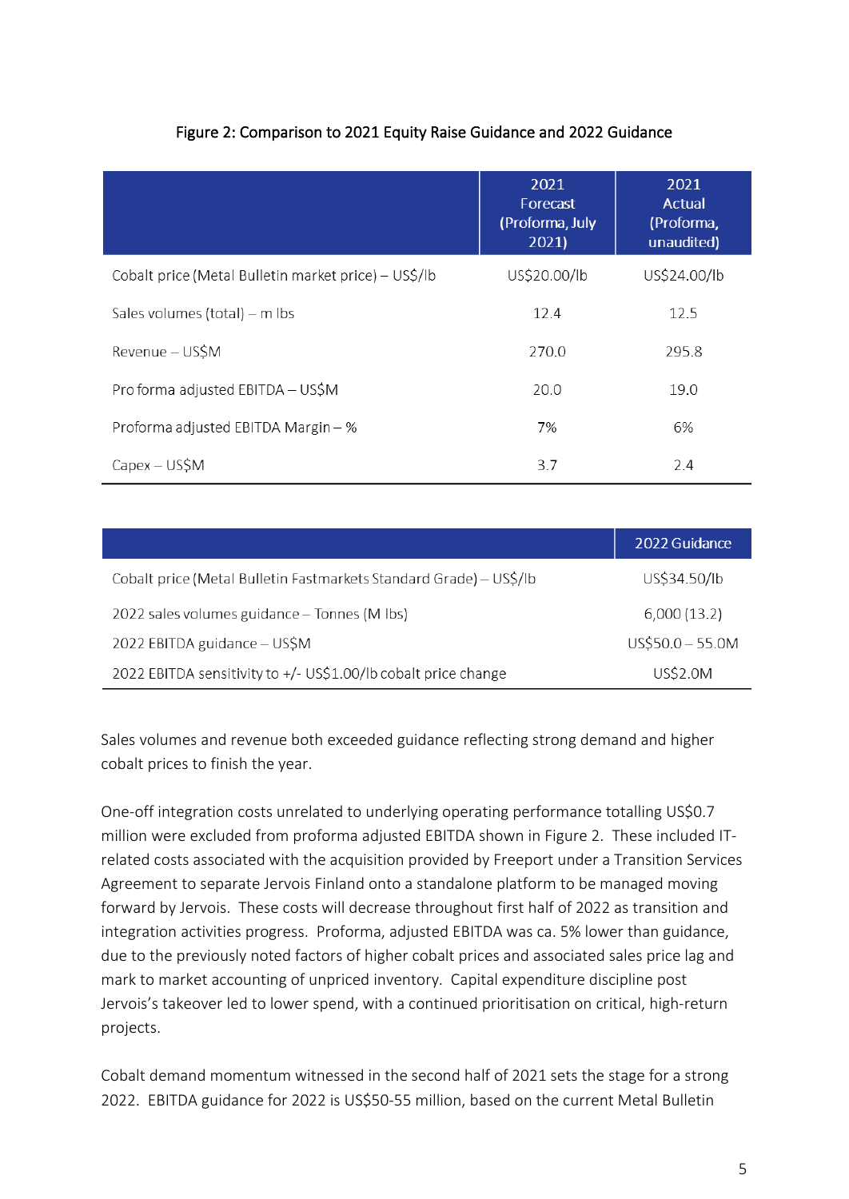Figure 2: Comparison to 2021 Equity Raise Guidance and 2022 Guidance

| | 2021 Forecast (Proforma, July 2021) | 2021 Actual (Proforma, unaudited) |
|---|---|---|
| Cobalt price (Metal Bulletin market price) – US$/lb | US$20.00/lb | US$24.00/lb |
| Sales volumes (total) – m lbs | 12.4 | 12.5 |
| Revenue – US$M | 270.0 | 295.8 |
| Pro forma adjusted EBITDA – US$M | 20.0 | 19.0 |
| Proforma adjusted EBITDA Margin – % | 7% | 6% |
| Capex – US$M | 3.7 | 2.4 |

| | 2022 Guidance |
|---|---|
| Cobalt price (Metal Bulletin Fastmarkets Standard Grade) – US$/lb | US$34.50/lb |
| 2022 sales volumes guidance – Tonnes (M lbs) | 6,000 (13.2) |
| 2022 EBITDA guidance – US$M | US$50.0 – 55.0M |
| 2022 EBITDA sensitivity to +/- US$1.00/lb cobalt price change | US$2.0M |

Sales volumes and revenue both exceeded guidance reflecting strong demand and higher cobalt prices to finish the year.

One-off integration costs unrelated to underlying operating performance totalling US$0.7 million were excluded from proforma adjusted EBITDA shown in Figure 2. These included IT-related costs associated with the acquisition provided by Freeport under a Transition Services Agreement to separate Jervois Finland onto a standalone platform to be managed moving forward by Jervois. These costs will decrease throughout first half of 2022 as transition and integration activities progress. Proforma, adjusted EBITDA was ca. 5% lower than guidance, due to the previously noted factors of higher cobalt prices and associated sales price lag and mark to market accounting of unpriced inventory. Capital expenditure discipline post Jervois's takeover led to lower spend, with a continued prioritisation on critical, high-return projects.

Cobalt demand momentum witnessed in the second half of 2021 sets the stage for a strong 2022. EBITDA guidance for 2022 is US$50-55 million, based on the current Metal Bulletin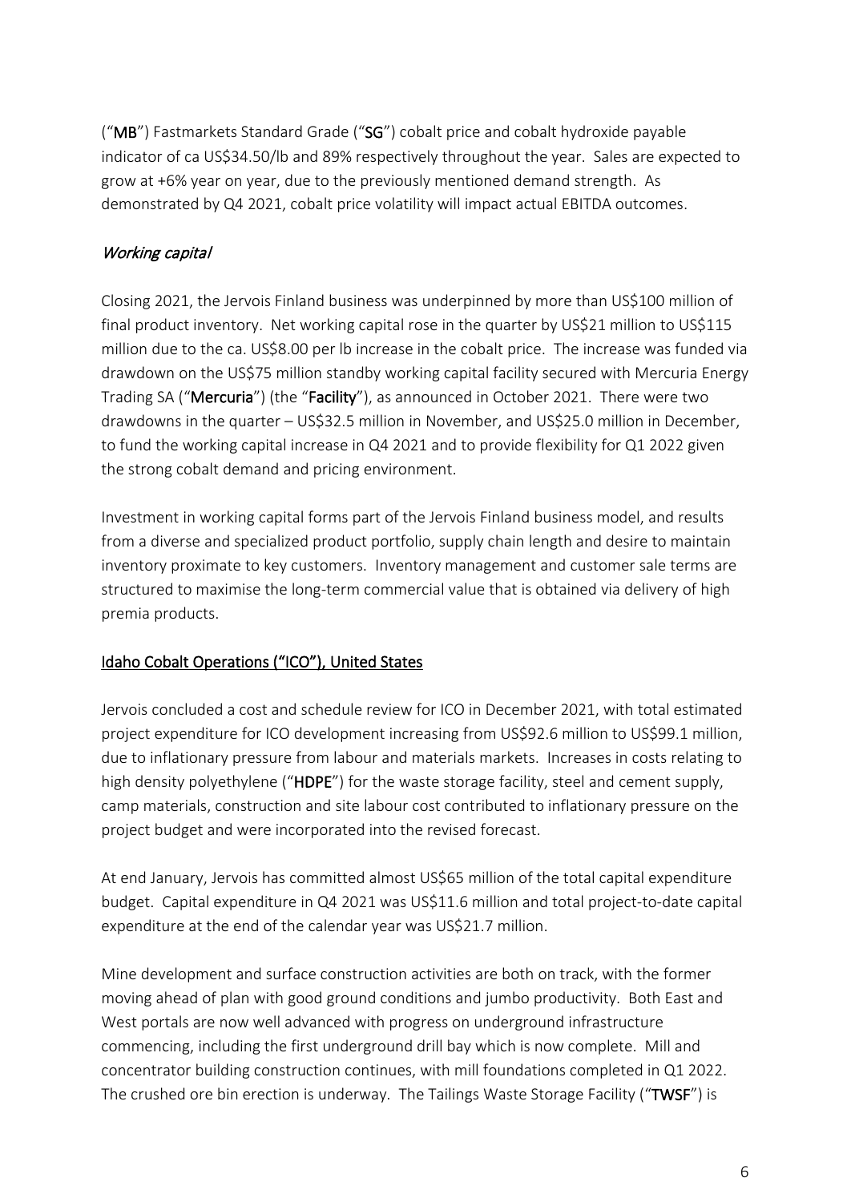("**MB**") Fastmarkets Standard Grade ("**SG**") cobalt price and cobalt hydroxide payable indicator of ca US$34.50/lb and 89% respectively throughout the year. Sales are expected to grow at +6% year on year, due to the previously mentioned demand strength. As demonstrated by Q4 2021, cobalt price volatility will impact actual EBITDA outcomes.

### *Working capital*

Closing 2021, the Jervois Finland business was underpinned by more than US$100 million of final product inventory. Net working capital rose in the quarter by US$21 million to US$115 million due to the ca. US$8.00 per lb increase in the cobalt price. The increase was funded via drawdown on the US$75 million standby working capital facility secured with Mercuria Energy Trading SA ("**Mercuria**") (the "**Facility**"), as announced in October 2021. There were two drawdowns in the quarter – US$32.5 million in November, and US$25.0 million in December, to fund the working capital increase in Q4 2021 and to provide flexibility for Q1 2022 given the strong cobalt demand and pricing environment.

Investment in working capital forms part of the Jervois Finland business model, and results from a diverse and specialized product portfolio, supply chain length and desire to maintain inventory proximate to key customers. Inventory management and customer sale terms are structured to maximise the long-term commercial value that is obtained via delivery of high premia products.

## Idaho Cobalt Operations ("ICO"), United States

Jervois concluded a cost and schedule review for ICO in December 2021, with total estimated project expenditure for ICO development increasing from US$92.6 million to US$99.1 million, due to inflationary pressure from labour and materials markets. Increases in costs relating to high density polyethylene ("**HDPE**") for the waste storage facility, steel and cement supply, camp materials, construction and site labour cost contributed to inflationary pressure on the project budget and were incorporated into the revised forecast.

At end January, Jervois has committed almost US$65 million of the total capital expenditure budget. Capital expenditure in Q4 2021 was US$11.6 million and total project-to-date capital expenditure at the end of the calendar year was US$21.7 million.

Mine development and surface construction activities are both on track, with the former moving ahead of plan with good ground conditions and jumbo productivity. Both East and West portals are now well advanced with progress on underground infrastructure commencing, including the first underground drill bay which is now complete. Mill and concentrator building construction continues, with mill foundations completed in Q1 2022. The crushed ore bin erection is underway. The Tailings Waste Storage Facility ("**TWSF**") is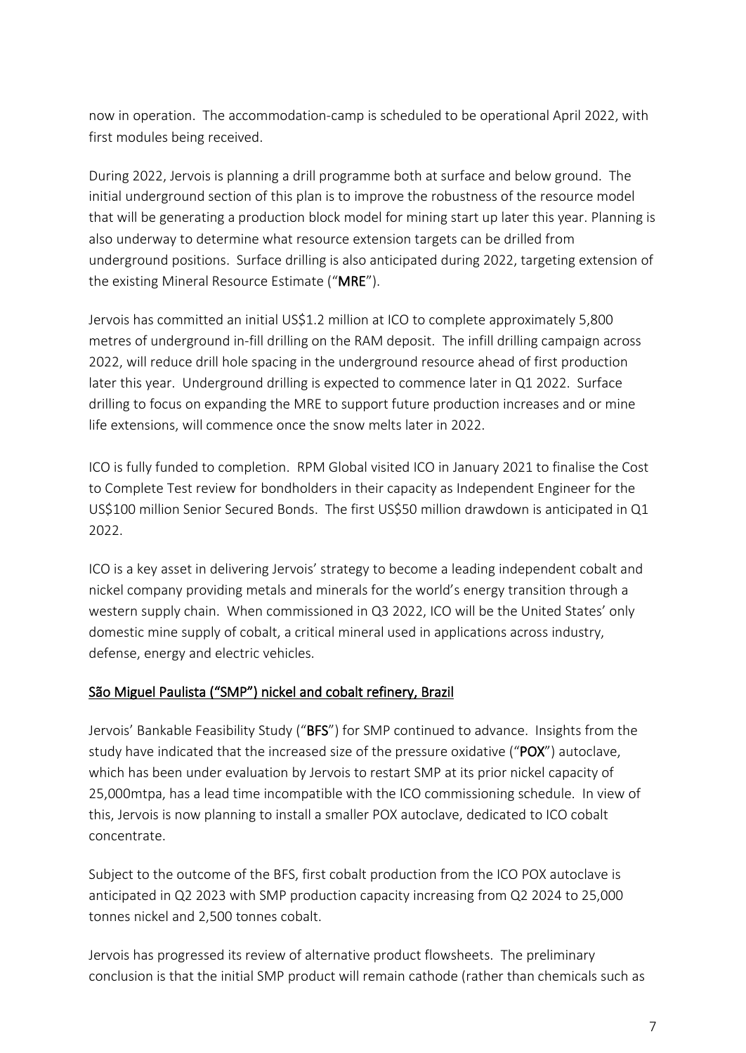now in operation. The accommodation-camp is scheduled to be operational April 2022, with first modules being received.

During 2022, Jervois is planning a drill programme both at surface and below ground. The initial underground section of this plan is to improve the robustness of the resource model that will be generating a production block model for mining start up later this year. Planning is also underway to determine what resource extension targets can be drilled from underground positions. Surface drilling is also anticipated during 2022, targeting extension of the existing Mineral Resource Estimate ("**MRE**").

Jervois has committed an initial US$1.2 million at ICO to complete approximately 5,800 metres of underground in-fill drilling on the RAM deposit. The infill drilling campaign across 2022, will reduce drill hole spacing in the underground resource ahead of first production later this year. Underground drilling is expected to commence later in Q1 2022. Surface drilling to focus on expanding the MRE to support future production increases and or mine life extensions, will commence once the snow melts later in 2022.

ICO is fully funded to completion. RPM Global visited ICO in January 2021 to finalise the Cost to Complete Test review for bondholders in their capacity as Independent Engineer for the US$100 million Senior Secured Bonds. The first US$50 million drawdown is anticipated in Q1 2022.

ICO is a key asset in delivering Jervois' strategy to become a leading independent cobalt and nickel company providing metals and minerals for the world's energy transition through a western supply chain. When commissioned in Q3 2022, ICO will be the United States' only domestic mine supply of cobalt, a critical mineral used in applications across industry, defense, energy and electric vehicles.

## São Miguel Paulista ("SMP") nickel and cobalt refinery, Brazil

Jervois' Bankable Feasibility Study ("**BFS**") for SMP continued to advance. Insights from the study have indicated that the increased size of the pressure oxidative ("**POX**") autoclave, which has been under evaluation by Jervois to restart SMP at its prior nickel capacity of 25,000mtpa, has a lead time incompatible with the ICO commissioning schedule. In view of this, Jervois is now planning to install a smaller POX autoclave, dedicated to ICO cobalt concentrate.

Subject to the outcome of the BFS, first cobalt production from the ICO POX autoclave is anticipated in Q2 2023 with SMP production capacity increasing from Q2 2024 to 25,000 tonnes nickel and 2,500 tonnes cobalt.

Jervois has progressed its review of alternative product flowsheets. The preliminary conclusion is that the initial SMP product will remain cathode (rather than chemicals such as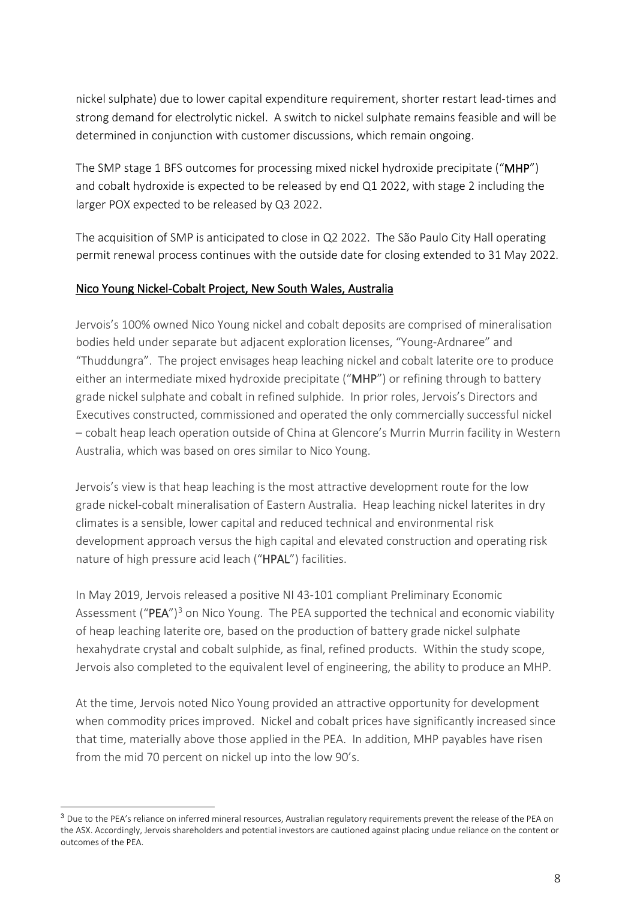nickel sulphate) due to lower capital expenditure requirement, shorter restart lead-times and strong demand for electrolytic nickel. A switch to nickel sulphate remains feasible and will be determined in conjunction with customer discussions, which remain ongoing.

The SMP stage 1 BFS outcomes for processing mixed nickel hydroxide precipitate ("**MHP**") and cobalt hydroxide is expected to be released by end Q1 2022, with stage 2 including the larger POX expected to be released by Q3 2022.

The acquisition of SMP is anticipated to close in Q2 2022. The São Paulo City Hall operating permit renewal process continues with the outside date for closing extended to 31 May 2022.

## Nico Young Nickel-Cobalt Project, New South Wales, Australia

Jervois's 100% owned Nico Young nickel and cobalt deposits are comprised of mineralisation bodies held under separate but adjacent exploration licenses, "Young-Ardnaree" and "Thuddungra". The project envisages heap leaching nickel and cobalt laterite ore to produce either an intermediate mixed hydroxide precipitate ("**MHP**") or refining through to battery grade nickel sulphate and cobalt in refined sulphide. In prior roles, Jervois's Directors and Executives constructed, commissioned and operated the only commercially successful nickel – cobalt heap leach operation outside of China at Glencore's Murrin Murrin facility in Western Australia, which was based on ores similar to Nico Young.

Jervois's view is that heap leaching is the most attractive development route for the low grade nickel-cobalt mineralisation of Eastern Australia. Heap leaching nickel laterites in dry climates is a sensible, lower capital and reduced technical and environmental risk development approach versus the high capital and elevated construction and operating risk nature of high pressure acid leach ("**HPAL**") facilities.

In May 2019, Jervois released a positive NI 43-101 compliant Preliminary Economic Assessment ("**PEA**")[3] on Nico Young. The PEA supported the technical and economic viability of heap leaching laterite ore, based on the production of battery grade nickel sulphate hexahydrate crystal and cobalt sulphide, as final, refined products. Within the study scope, Jervois also completed to the equivalent level of engineering, the ability to produce an MHP.

At the time, Jervois noted Nico Young provided an attractive opportunity for development when commodity prices improved. Nickel and cobalt prices have significantly increased since that time, materially above those applied in the PEA. In addition, MHP payables have risen from the mid 70 percent on nickel up into the low 90's.

[3] Due to the PEA's reliance on inferred mineral resources, Australian regulatory requirements prevent the release of the PEA on the ASX. Accordingly, Jervois shareholders and potential investors are cautioned against placing undue reliance on the content or outcomes of the PEA.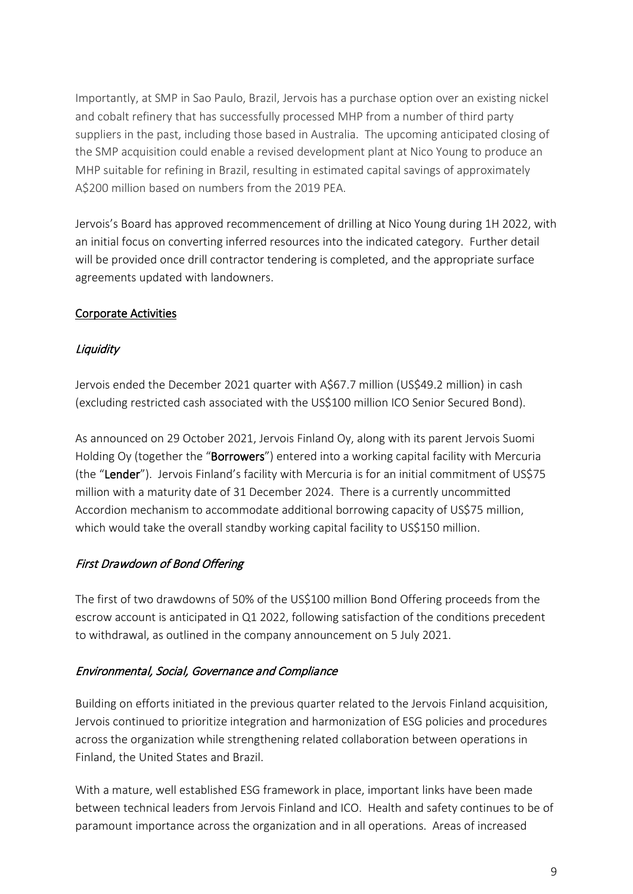Importantly, at SMP in Sao Paulo, Brazil, Jervois has a purchase option over an existing nickel and cobalt refinery that has successfully processed MHP from a number of third party suppliers in the past, including those based in Australia. The upcoming anticipated closing of the SMP acquisition could enable a revised development plant at Nico Young to produce an MHP suitable for refining in Brazil, resulting in estimated capital savings of approximately A$200 million based on numbers from the 2019 PEA.

Jervois's Board has approved recommencement of drilling at Nico Young during 1H 2022, with an initial focus on converting inferred resources into the indicated category. Further detail will be provided once drill contractor tendering is completed, and the appropriate surface agreements updated with landowners.

## Corporate Activities

### *Liquidity*

Jervois ended the December 2021 quarter with A$67.7 million (US$49.2 million) in cash (excluding restricted cash associated with the US$100 million ICO Senior Secured Bond).

As announced on 29 October 2021, Jervois Finland Oy, along with its parent Jervois Suomi Holding Oy (together the "**Borrowers**") entered into a working capital facility with Mercuria (the "**Lender**"). Jervois Finland's facility with Mercuria is for an initial commitment of US$75 million with a maturity date of 31 December 2024. There is a currently uncommitted Accordion mechanism to accommodate additional borrowing capacity of US$75 million, which would take the overall standby working capital facility to US$150 million.

### *First Drawdown of Bond Offering*

The first of two drawdowns of 50% of the US$100 million Bond Offering proceeds from the escrow account is anticipated in Q1 2022, following satisfaction of the conditions precedent to withdrawal, as outlined in the company announcement on 5 July 2021.

### *Environmental, Social, Governance and Compliance*

Building on efforts initiated in the previous quarter related to the Jervois Finland acquisition, Jervois continued to prioritize integration and harmonization of ESG policies and procedures across the organization while strengthening related collaboration between operations in Finland, the United States and Brazil.

With a mature, well established ESG framework in place, important links have been made between technical leaders from Jervois Finland and ICO. Health and safety continues to be of paramount importance across the organization and in all operations. Areas of increased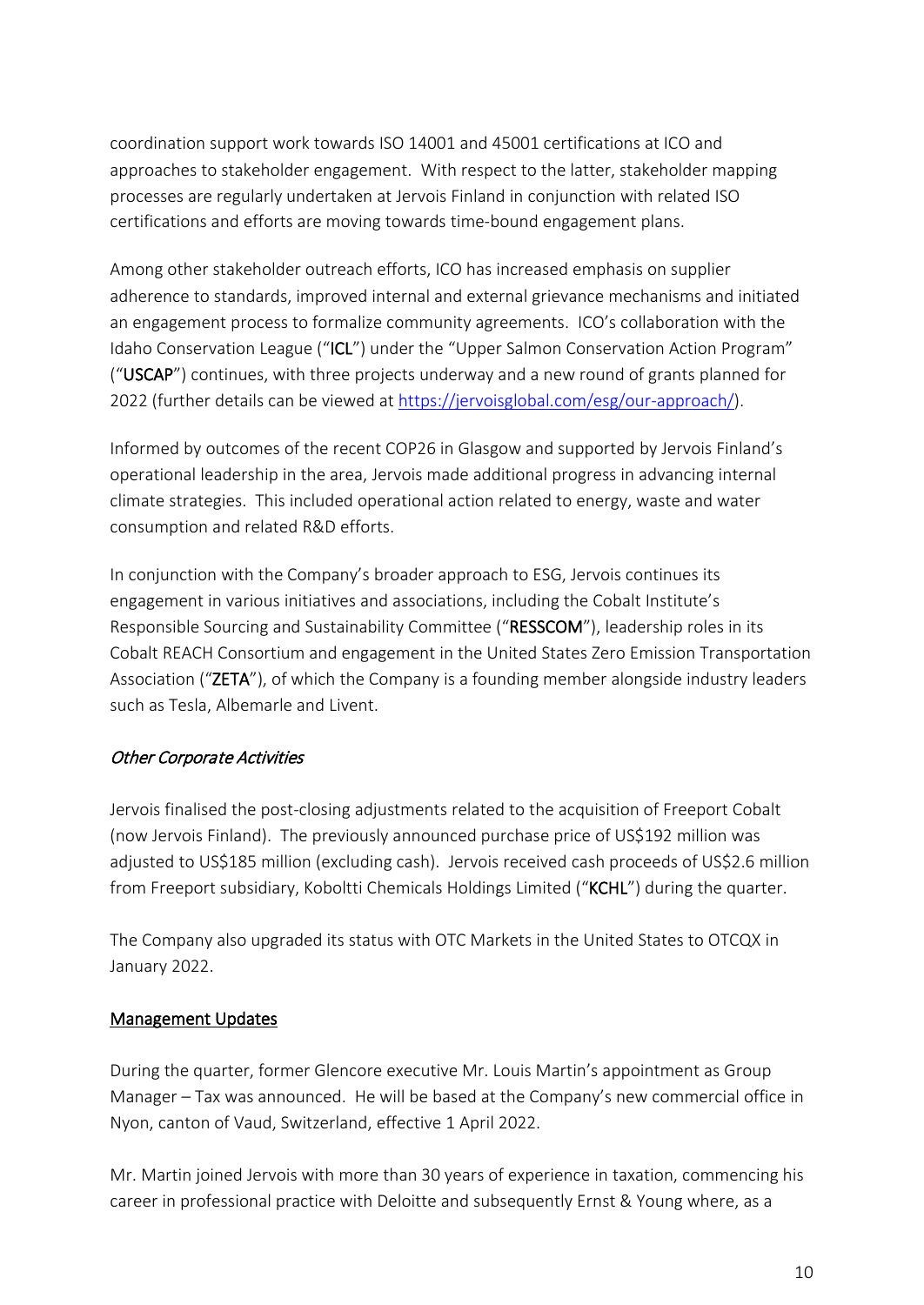coordination support work towards ISO 14001 and 45001 certifications at ICO and approaches to stakeholder engagement. With respect to the latter, stakeholder mapping processes are regularly undertaken at Jervois Finland in conjunction with related ISO certifications and efforts are moving towards time-bound engagement plans.

Among other stakeholder outreach efforts, ICO has increased emphasis on supplier adherence to standards, improved internal and external grievance mechanisms and initiated an engagement process to formalize community agreements. ICO's collaboration with the Idaho Conservation League ("**ICL**") under the "Upper Salmon Conservation Action Program" ("**USCAP**") continues, with three projects underway and a new round of grants planned for 2022 (further details can be viewed at [https://jervoisglobal.com/esg/our-approach/](https://jervoisglobal.com/esg/our-approach/)).

Informed by outcomes of the recent COP26 in Glasgow and supported by Jervois Finland's operational leadership in the area, Jervois made additional progress in advancing internal climate strategies. This included operational action related to energy, waste and water consumption and related R&D efforts.

In conjunction with the Company's broader approach to ESG, Jervois continues its engagement in various initiatives and associations, including the Cobalt Institute's Responsible Sourcing and Sustainability Committee ("**RESSCOM**"), leadership roles in its Cobalt REACH Consortium and engagement in the United States Zero Emission Transportation Association ("**ZETA**"), of which the Company is a founding member alongside industry leaders such as Tesla, Albemarle and Livent.

*Other Corporate Activities*

Jervois finalised the post-closing adjustments related to the acquisition of Freeport Cobalt (now Jervois Finland). The previously announced purchase price of US$192 million was adjusted to US$185 million (excluding cash). Jervois received cash proceeds of US$2.6 million from Freeport subsidiary, Koboltti Chemicals Holdings Limited ("**KCHL**") during the quarter.

The Company also upgraded its status with OTC Markets in the United States to OTCQX in January 2022.

## Management Updates

During the quarter, former Glencore executive Mr. Louis Martin's appointment as Group Manager – Tax was announced. He will be based at the Company's new commercial office in Nyon, canton of Vaud, Switzerland, effective 1 April 2022.

Mr. Martin joined Jervois with more than 30 years of experience in taxation, commencing his career in professional practice with Deloitte and subsequently Ernst & Young where, as a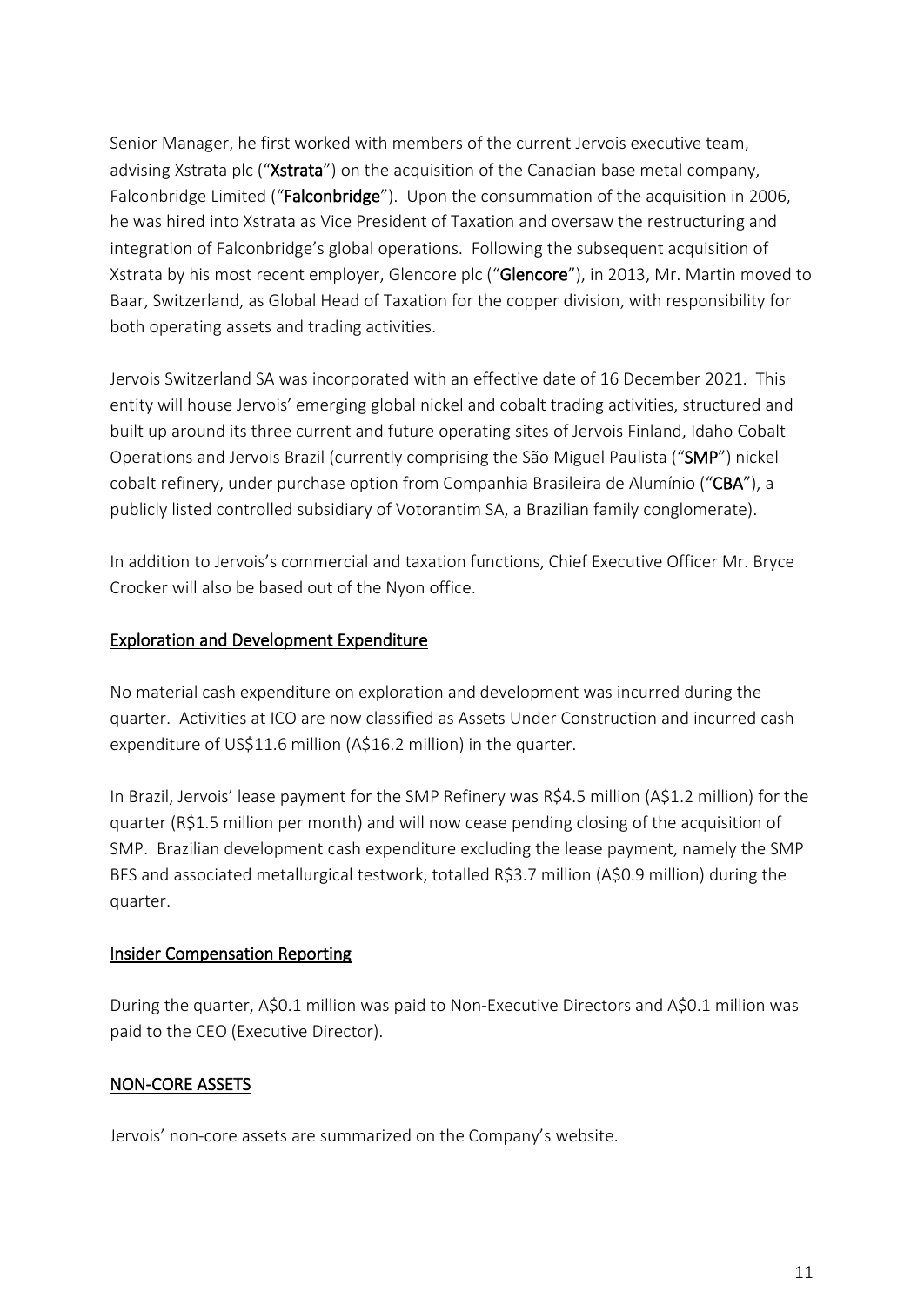Senior Manager, he first worked with members of the current Jervois executive team, advising Xstrata plc ("**Xstrata**") on the acquisition of the Canadian base metal company, Falconbridge Limited ("**Falconbridge**"). Upon the consummation of the acquisition in 2006, he was hired into Xstrata as Vice President of Taxation and oversaw the restructuring and integration of Falconbridge's global operations. Following the subsequent acquisition of Xstrata by his most recent employer, Glencore plc ("**Glencore**"), in 2013, Mr. Martin moved to Baar, Switzerland, as Global Head of Taxation for the copper division, with responsibility for both operating assets and trading activities.

Jervois Switzerland SA was incorporated with an effective date of 16 December 2021. This entity will house Jervois' emerging global nickel and cobalt trading activities, structured and built up around its three current and future operating sites of Jervois Finland, Idaho Cobalt Operations and Jervois Brazil (currently comprising the São Miguel Paulista ("**SMP**") nickel cobalt refinery, under purchase option from Companhia Brasileira de Alumínio ("**CBA**"), a publicly listed controlled subsidiary of Votorantim SA, a Brazilian family conglomerate).

In addition to Jervois's commercial and taxation functions, Chief Executive Officer Mr. Bryce Crocker will also be based out of the Nyon office.

## Exploration and Development Expenditure

No material cash expenditure on exploration and development was incurred during the quarter. Activities at ICO are now classified as Assets Under Construction and incurred cash expenditure of US$11.6 million (A$16.2 million) in the quarter.

In Brazil, Jervois' lease payment for the SMP Refinery was R$4.5 million (A$1.2 million) for the quarter (R$1.5 million per month) and will now cease pending closing of the acquisition of SMP. Brazilian development cash expenditure excluding the lease payment, namely the SMP BFS and associated metallurgical testwork, totalled R$3.7 million (A$0.9 million) during the quarter.

## Insider Compensation Reporting

During the quarter, A$0.1 million was paid to Non-Executive Directors and A$0.1 million was paid to the CEO (Executive Director).

## NON-CORE ASSETS

Jervois' non-core assets are summarized on the Company's website.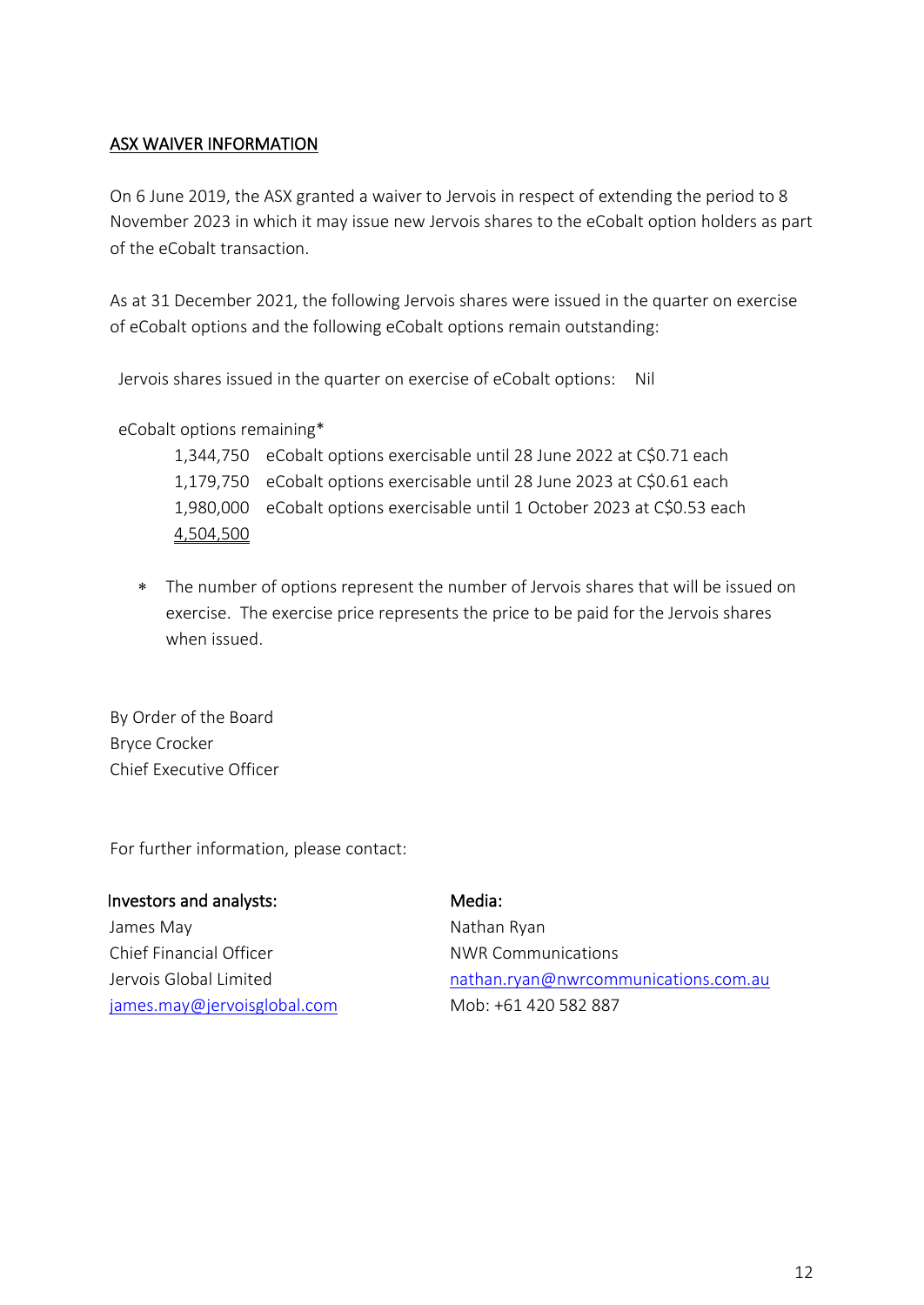## ASX WAIVER INFORMATION

On 6 June 2019, the ASX granted a waiver to Jervois in respect of extending the period to 8 November 2023 in which it may issue new Jervois shares to the eCobalt option holders as part of the eCobalt transaction.

As at 31 December 2021, the following Jervois shares were issued in the quarter on exercise of eCobalt options and the following eCobalt options remain outstanding:

Jervois shares issued in the quarter on exercise of eCobalt options: Nil

eCobalt options remaining*

| | |
|---|---|
| 1,344,750 | eCobalt options exercisable until 28 June 2022 at C$0.71 each |
| 1,179,750 | eCobalt options exercisable until 28 June 2023 at C$0.61 each |
| 1,980,000 | eCobalt options exercisable until 1 October 2023 at C$0.53 each |
| 4,504,500 | |

* The number of options represent the number of Jervois shares that will be issued on exercise. The exercise price represents the price to be paid for the Jervois shares when issued.

By Order of the Board
Bryce Crocker
Chief Executive Officer

For further information, please contact:

**Investors and analysts:**
James May
Chief Financial Officer
Jervois Global Limited
james.may@jervoisglobal.com

**Media:**
Nathan Ryan
NWR Communications
nathan.ryan@nwrcommunications.com.au
Mob: +61 420 582 887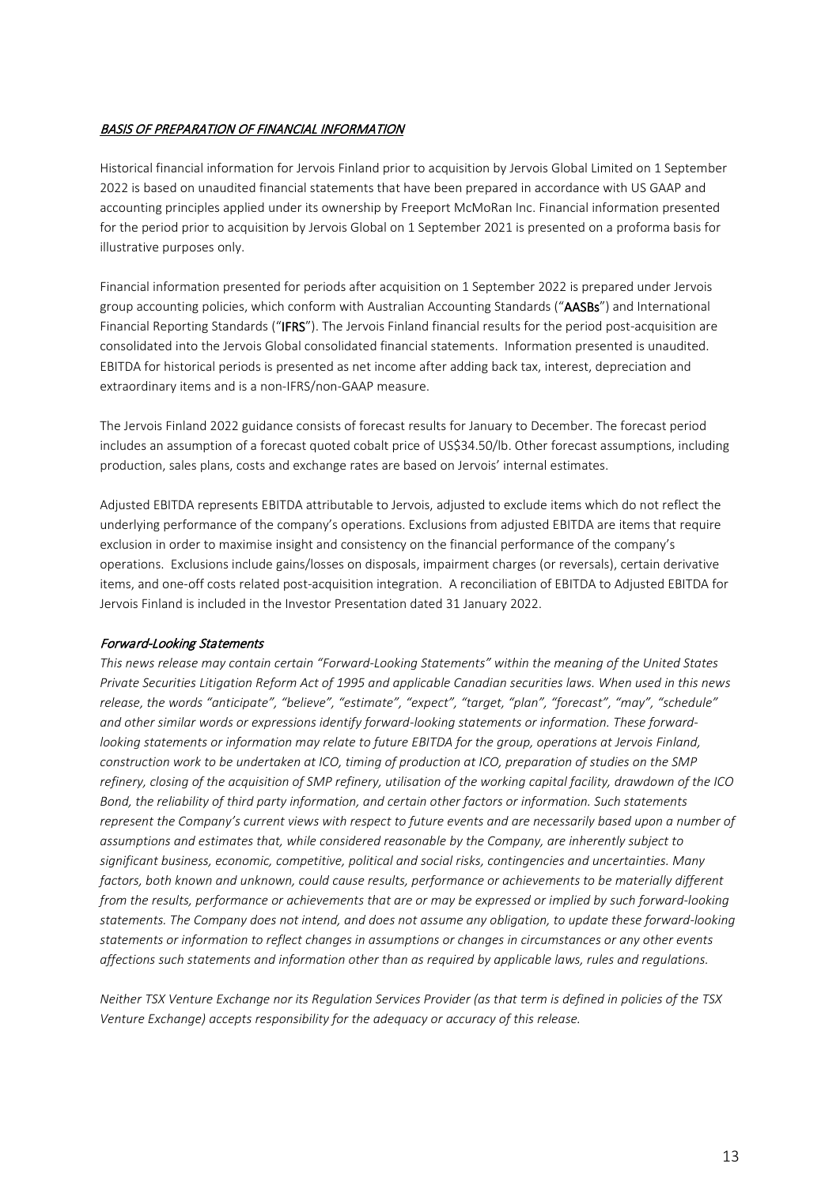## *BASIS OF PREPARATION OF FINANCIAL INFORMATION*

Historical financial information for Jervois Finland prior to acquisition by Jervois Global Limited on 1 September 2022 is based on unaudited financial statements that have been prepared in accordance with US GAAP and accounting principles applied under its ownership by Freeport McMoRan Inc. Financial information presented for the period prior to acquisition by Jervois Global on 1 September 2021 is presented on a proforma basis for illustrative purposes only.

Financial information presented for periods after acquisition on 1 September 2022 is prepared under Jervois group accounting policies, which conform with Australian Accounting Standards ("**AASBs**") and International Financial Reporting Standards ("**IFRS**"). The Jervois Finland financial results for the period post-acquisition are consolidated into the Jervois Global consolidated financial statements. Information presented is unaudited. EBITDA for historical periods is presented as net income after adding back tax, interest, depreciation and extraordinary items and is a non-IFRS/non-GAAP measure.

The Jervois Finland 2022 guidance consists of forecast results for January to December. The forecast period includes an assumption of a forecast quoted cobalt price of US$34.50/lb. Other forecast assumptions, including production, sales plans, costs and exchange rates are based on Jervois' internal estimates.

Adjusted EBITDA represents EBITDA attributable to Jervois, adjusted to exclude items which do not reflect the underlying performance of the company's operations. Exclusions from adjusted EBITDA are items that require exclusion in order to maximise insight and consistency on the financial performance of the company's operations. Exclusions include gains/losses on disposals, impairment charges (or reversals), certain derivative items, and one-off costs related post-acquisition integration. A reconciliation of EBITDA to Adjusted EBITDA for Jervois Finland is included in the Investor Presentation dated 31 January 2022.

### *Forward-Looking Statements*

*This news release may contain certain "Forward-Looking Statements" within the meaning of the United States Private Securities Litigation Reform Act of 1995 and applicable Canadian securities laws. When used in this news release, the words "anticipate", "believe", "estimate", "expect", "target, "plan", "forecast", "may", "schedule" and other similar words or expressions identify forward-looking statements or information. These forward-looking statements or information may relate to future EBITDA for the group, operations at Jervois Finland, construction work to be undertaken at ICO, timing of production at ICO, preparation of studies on the SMP refinery, closing of the acquisition of SMP refinery, utilisation of the working capital facility, drawdown of the ICO Bond, the reliability of third party information, and certain other factors or information. Such statements represent the Company's current views with respect to future events and are necessarily based upon a number of assumptions and estimates that, while considered reasonable by the Company, are inherently subject to significant business, economic, competitive, political and social risks, contingencies and uncertainties. Many factors, both known and unknown, could cause results, performance or achievements to be materially different from the results, performance or achievements that are or may be expressed or implied by such forward-looking statements. The Company does not intend, and does not assume any obligation, to update these forward-looking statements or information to reflect changes in assumptions or changes in circumstances or any other events affections such statements and information other than as required by applicable laws, rules and regulations.*

*Neither TSX Venture Exchange nor its Regulation Services Provider (as that term is defined in policies of the TSX Venture Exchange) accepts responsibility for the adequacy or accuracy of this release.*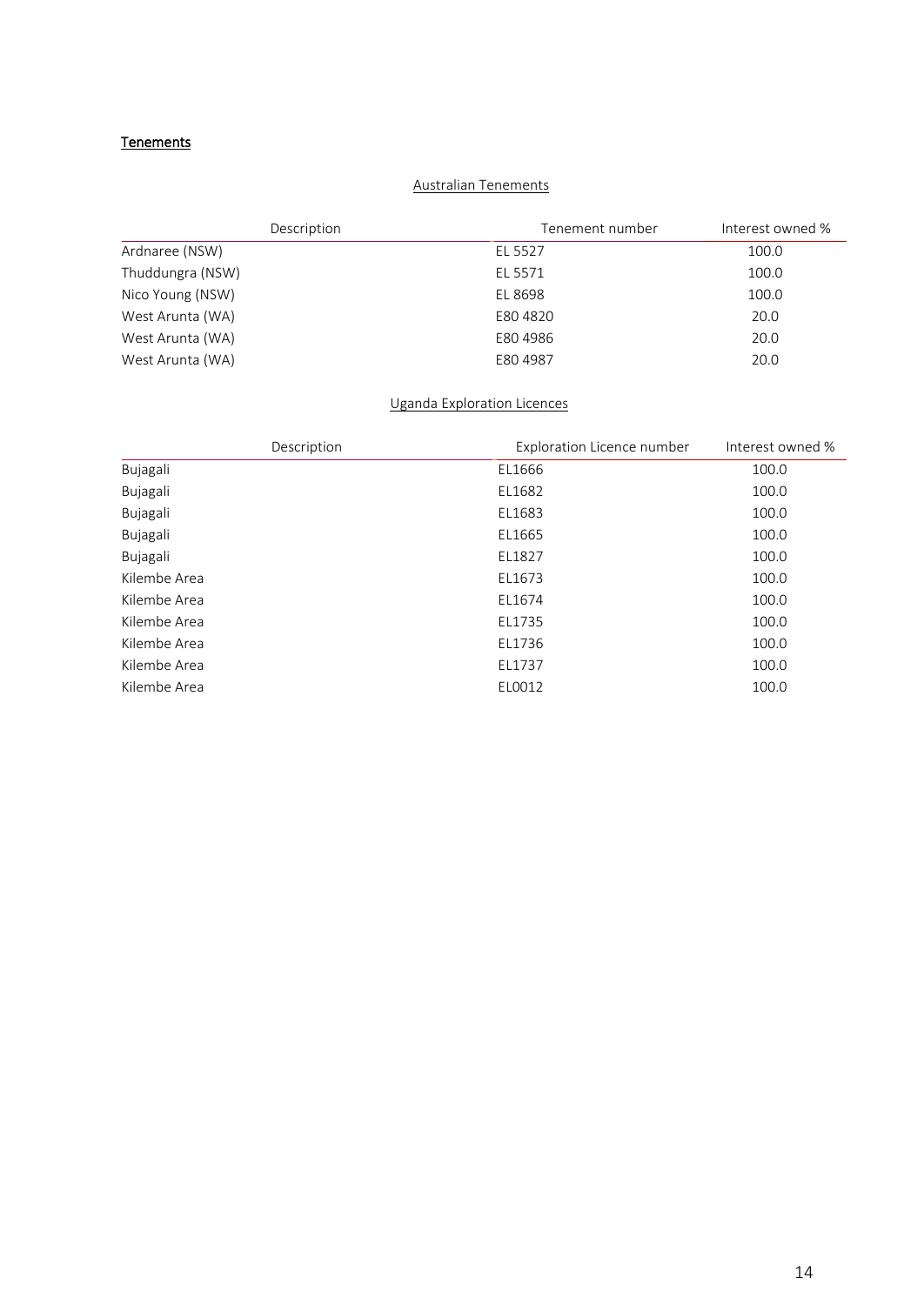## Tenements

### Australian Tenements

| Description | Tenement number | Interest owned % |
|---|---|---|
| Ardnaree (NSW) | EL 5527 | 100.0 |
| Thuddungra (NSW) | EL 5571 | 100.0 |
| Nico Young (NSW) | EL 8698 | 100.0 |
| West Arunta (WA) | E80 4820 | 20.0 |
| West Arunta (WA) | E80 4986 | 20.0 |
| West Arunta (WA) | E80 4987 | 20.0 |

### Uganda Exploration Licences

| Description | Exploration Licence number | Interest owned % |
|---|---|---|
| Bujagali | EL1666 | 100.0 |
| Bujagali | EL1682 | 100.0 |
| Bujagali | EL1683 | 100.0 |
| Bujagali | EL1665 | 100.0 |
| Bujagali | EL1827 | 100.0 |
| Kilembe Area | EL1673 | 100.0 |
| Kilembe Area | EL1674 | 100.0 |
| Kilembe Area | EL1735 | 100.0 |
| Kilembe Area | EL1736 | 100.0 |
| Kilembe Area | EL1737 | 100.0 |
| Kilembe Area | EL0012 | 100.0 |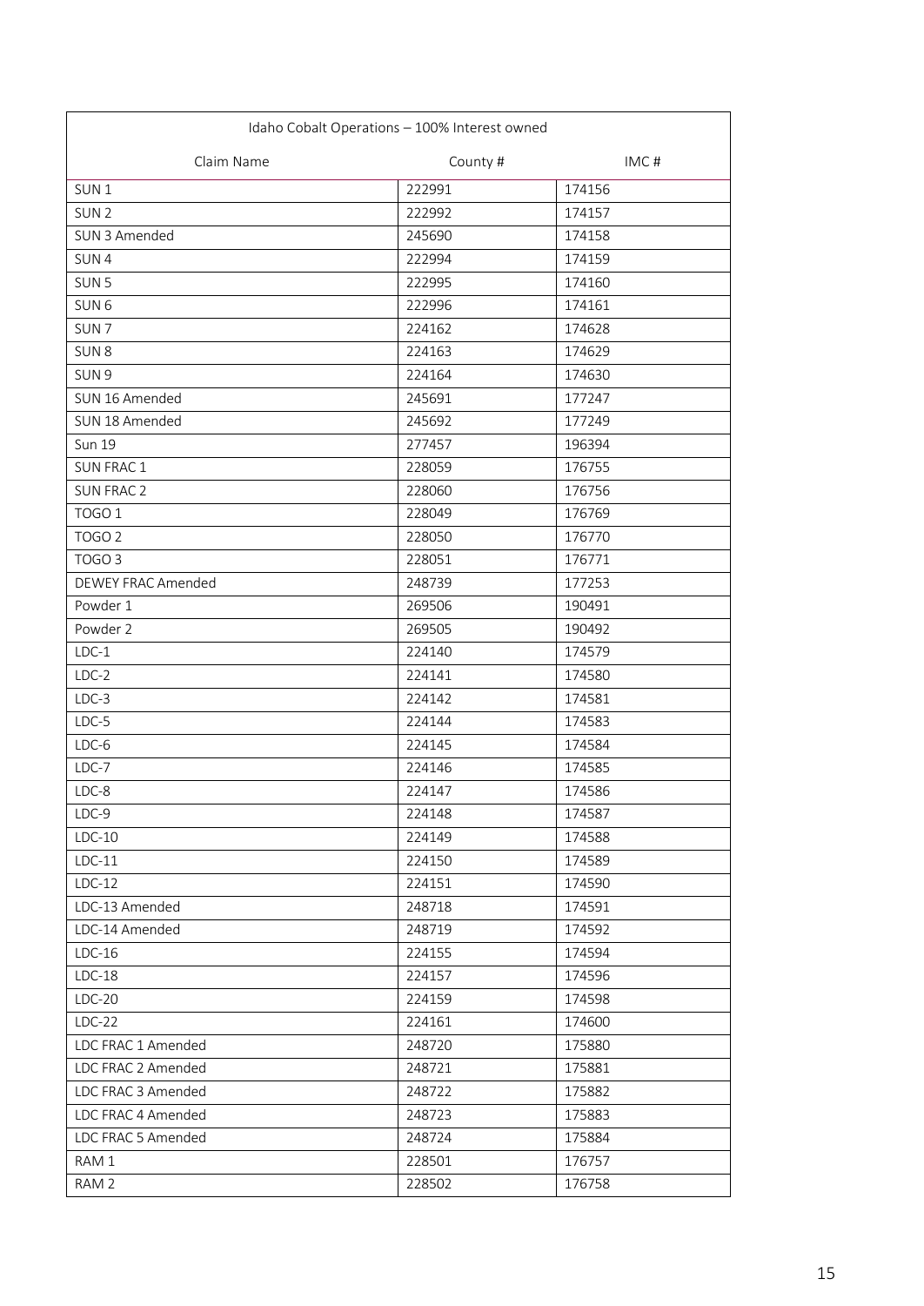| Idaho Cobalt Operations – 100% Interest owned | | |
|---|---|---|
| Claim Name | County # | IMC # |
| SUN 1 | 222991 | 174156 |
| SUN 2 | 222992 | 174157 |
| SUN 3 Amended | 245690 | 174158 |
| SUN 4 | 222994 | 174159 |
| SUN 5 | 222995 | 174160 |
| SUN 6 | 222996 | 174161 |
| SUN 7 | 224162 | 174628 |
| SUN 8 | 224163 | 174629 |
| SUN 9 | 224164 | 174630 |
| SUN 16 Amended | 245691 | 177247 |
| SUN 18 Amended | 245692 | 177249 |
| Sun 19 | 277457 | 196394 |
| SUN FRAC 1 | 228059 | 176755 |
| SUN FRAC 2 | 228060 | 176756 |
| TOGO 1 | 228049 | 176769 |
| TOGO 2 | 228050 | 176770 |
| TOGO 3 | 228051 | 176771 |
| DEWEY FRAC Amended | 248739 | 177253 |
| Powder 1 | 269506 | 190491 |
| Powder 2 | 269505 | 190492 |
| LDC-1 | 224140 | 174579 |
| LDC-2 | 224141 | 174580 |
| LDC-3 | 224142 | 174581 |
| LDC-5 | 224144 | 174583 |
| LDC-6 | 224145 | 174584 |
| LDC-7 | 224146 | 174585 |
| LDC-8 | 224147 | 174586 |
| LDC-9 | 224148 | 174587 |
| LDC-10 | 224149 | 174588 |
| LDC-11 | 224150 | 174589 |
| LDC-12 | 224151 | 174590 |
| LDC-13 Amended | 248718 | 174591 |
| LDC-14 Amended | 248719 | 174592 |
| LDC-16 | 224155 | 174594 |
| LDC-18 | 224157 | 174596 |
| LDC-20 | 224159 | 174598 |
| LDC-22 | 224161 | 174600 |
| LDC FRAC 1 Amended | 248720 | 175880 |
| LDC FRAC 2 Amended | 248721 | 175881 |
| LDC FRAC 3 Amended | 248722 | 175882 |
| LDC FRAC 4 Amended | 248723 | 175883 |
| LDC FRAC 5 Amended | 248724 | 175884 |
| RAM 1 | 228501 | 176757 |
| RAM 2 | 228502 | 176758 |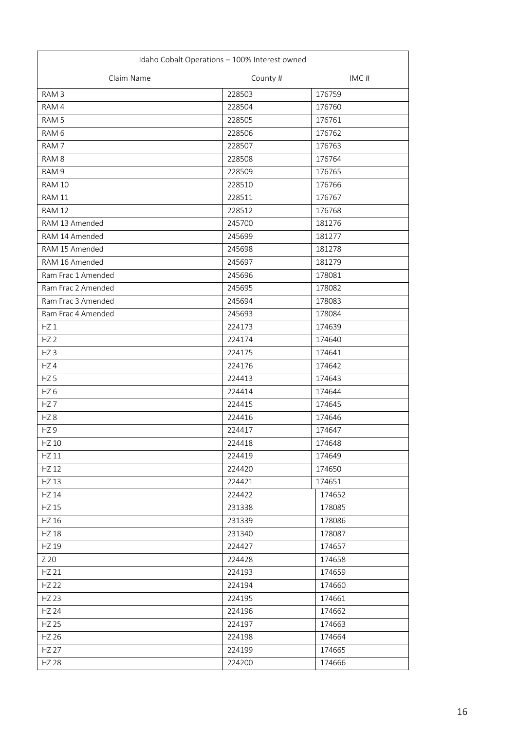| Idaho Cobalt Operations – 100% Interest owned | | |
|---|---|---|
| Claim Name | County # | IMC # |
| RAM 3 | 228503 | 176759 |
| RAM 4 | 228504 | 176760 |
| RAM 5 | 228505 | 176761 |
| RAM 6 | 228506 | 176762 |
| RAM 7 | 228507 | 176763 |
| RAM 8 | 228508 | 176764 |
| RAM 9 | 228509 | 176765 |
| RAM 10 | 228510 | 176766 |
| RAM 11 | 228511 | 176767 |
| RAM 12 | 228512 | 176768 |
| RAM 13 Amended | 245700 | 181276 |
| RAM 14 Amended | 245699 | 181277 |
| RAM 15 Amended | 245698 | 181278 |
| RAM 16 Amended | 245697 | 181279 |
| Ram Frac 1 Amended | 245696 | 178081 |
| Ram Frac 2 Amended | 245695 | 178082 |
| Ram Frac 3 Amended | 245694 | 178083 |
| Ram Frac 4 Amended | 245693 | 178084 |
| HZ 1 | 224173 | 174639 |
| HZ 2 | 224174 | 174640 |
| HZ 3 | 224175 | 174641 |
| HZ 4 | 224176 | 174642 |
| HZ 5 | 224413 | 174643 |
| HZ 6 | 224414 | 174644 |
| HZ 7 | 224415 | 174645 |
| HZ 8 | 224416 | 174646 |
| HZ 9 | 224417 | 174647 |
| HZ 10 | 224418 | 174648 |
| HZ 11 | 224419 | 174649 |
| HZ 12 | 224420 | 174650 |
| HZ 13 | 224421 | 174651 |
| HZ 14 | 224422 | 174652 |
| HZ 15 | 231338 | 178085 |
| HZ 16 | 231339 | 178086 |
| HZ 18 | 231340 | 178087 |
| HZ 19 | 224427 | 174657 |
| Z 20 | 224428 | 174658 |
| HZ 21 | 224193 | 174659 |
| HZ 22 | 224194 | 174660 |
| HZ 23 | 224195 | 174661 |
| HZ 24 | 224196 | 174662 |
| HZ 25 | 224197 | 174663 |
| HZ 26 | 224198 | 174664 |
| HZ 27 | 224199 | 174665 |
| HZ 28 | 224200 | 174666 |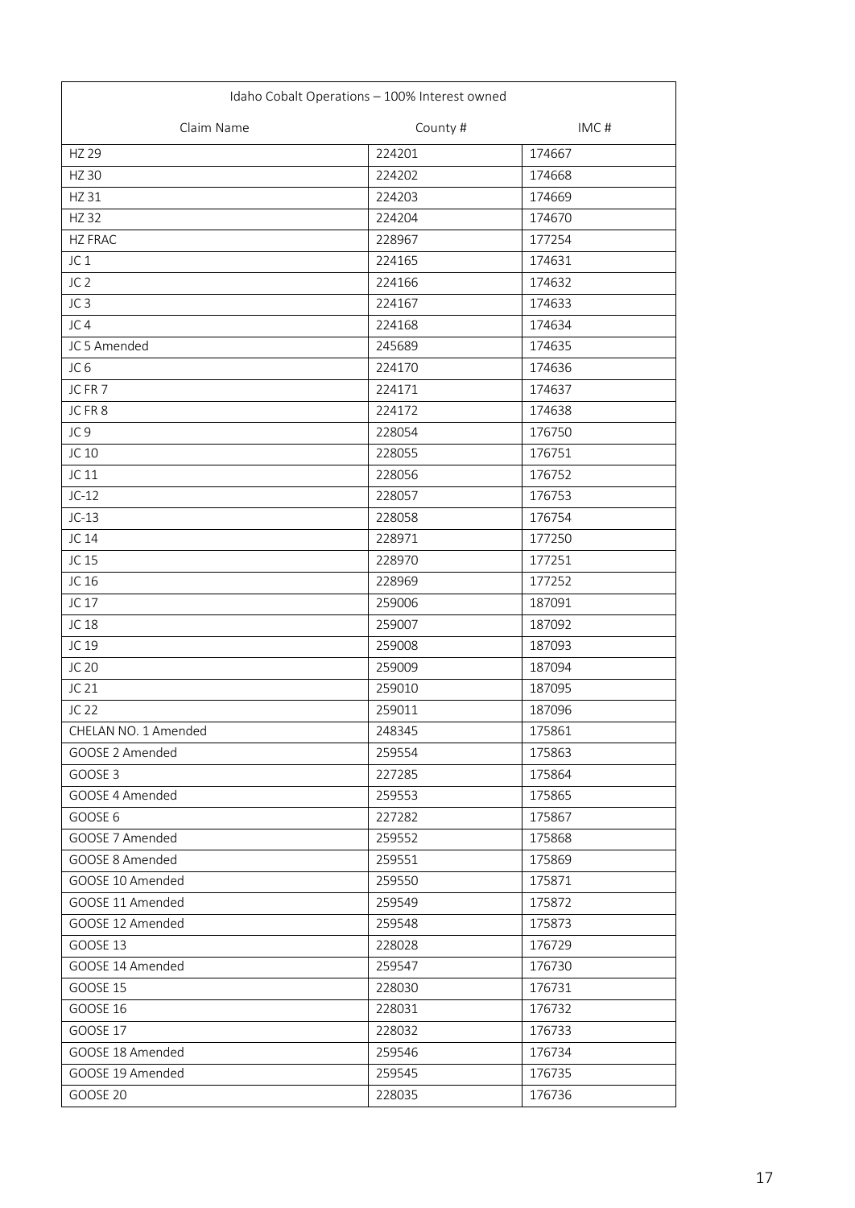| Idaho Cobalt Operations – 100% Interest owned | | |
|---|---|---|
| Claim Name | County # | IMC # |
| HZ 29 | 224201 | 174667 |
| HZ 30 | 224202 | 174668 |
| HZ 31 | 224203 | 174669 |
| HZ 32 | 224204 | 174670 |
| HZ FRAC | 228967 | 177254 |
| JC 1 | 224165 | 174631 |
| JC 2 | 224166 | 174632 |
| JC 3 | 224167 | 174633 |
| JC 4 | 224168 | 174634 |
| JC 5 Amended | 245689 | 174635 |
| JC 6 | 224170 | 174636 |
| JC FR 7 | 224171 | 174637 |
| JC FR 8 | 224172 | 174638 |
| JC 9 | 228054 | 176750 |
| JC 10 | 228055 | 176751 |
| JC 11 | 228056 | 176752 |
| JC-12 | 228057 | 176753 |
| JC-13 | 228058 | 176754 |
| JC 14 | 228971 | 177250 |
| JC 15 | 228970 | 177251 |
| JC 16 | 228969 | 177252 |
| JC 17 | 259006 | 187091 |
| JC 18 | 259007 | 187092 |
| JC 19 | 259008 | 187093 |
| JC 20 | 259009 | 187094 |
| JC 21 | 259010 | 187095 |
| JC 22 | 259011 | 187096 |
| CHELAN NO. 1 Amended | 248345 | 175861 |
| GOOSE 2 Amended | 259554 | 175863 |
| GOOSE 3 | 227285 | 175864 |
| GOOSE 4 Amended | 259553 | 175865 |
| GOOSE 6 | 227282 | 175867 |
| GOOSE 7 Amended | 259552 | 175868 |
| GOOSE 8 Amended | 259551 | 175869 |
| GOOSE 10 Amended | 259550 | 175871 |
| GOOSE 11 Amended | 259549 | 175872 |
| GOOSE 12 Amended | 259548 | 175873 |
| GOOSE 13 | 228028 | 176729 |
| GOOSE 14 Amended | 259547 | 176730 |
| GOOSE 15 | 228030 | 176731 |
| GOOSE 16 | 228031 | 176732 |
| GOOSE 17 | 228032 | 176733 |
| GOOSE 18 Amended | 259546 | 176734 |
| GOOSE 19 Amended | 259545 | 176735 |
| GOOSE 20 | 228035 | 176736 |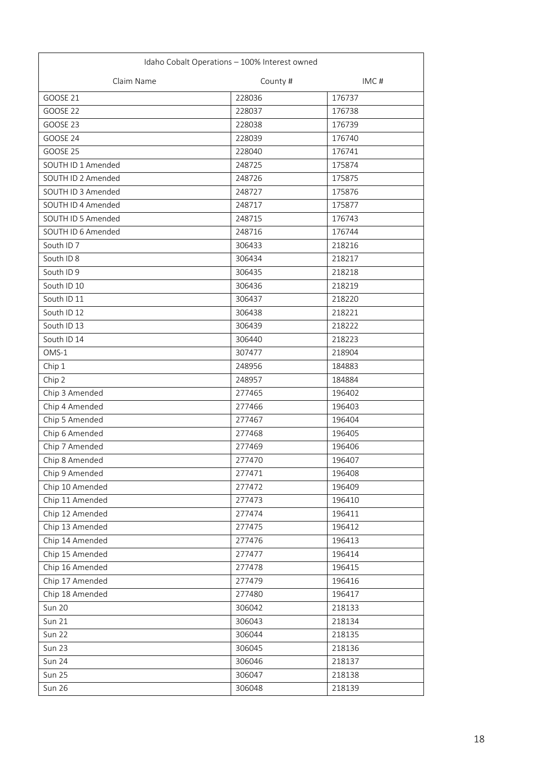| Idaho Cobalt Operations – 100% Interest owned | | |
|---|---|---|
| Claim Name | County # | IMC # |
| GOOSE 21 | 228036 | 176737 |
| GOOSE 22 | 228037 | 176738 |
| GOOSE 23 | 228038 | 176739 |
| GOOSE 24 | 228039 | 176740 |
| GOOSE 25 | 228040 | 176741 |
| SOUTH ID 1 Amended | 248725 | 175874 |
| SOUTH ID 2 Amended | 248726 | 175875 |
| SOUTH ID 3 Amended | 248727 | 175876 |
| SOUTH ID 4 Amended | 248717 | 175877 |
| SOUTH ID 5 Amended | 248715 | 176743 |
| SOUTH ID 6 Amended | 248716 | 176744 |
| South ID 7 | 306433 | 218216 |
| South ID 8 | 306434 | 218217 |
| South ID 9 | 306435 | 218218 |
| South ID 10 | 306436 | 218219 |
| South ID 11 | 306437 | 218220 |
| South ID 12 | 306438 | 218221 |
| South ID 13 | 306439 | 218222 |
| South ID 14 | 306440 | 218223 |
| OMS-1 | 307477 | 218904 |
| Chip 1 | 248956 | 184883 |
| Chip 2 | 248957 | 184884 |
| Chip 3 Amended | 277465 | 196402 |
| Chip 4 Amended | 277466 | 196403 |
| Chip 5 Amended | 277467 | 196404 |
| Chip 6 Amended | 277468 | 196405 |
| Chip 7 Amended | 277469 | 196406 |
| Chip 8 Amended | 277470 | 196407 |
| Chip 9 Amended | 277471 | 196408 |
| Chip 10 Amended | 277472 | 196409 |
| Chip 11 Amended | 277473 | 196410 |
| Chip 12 Amended | 277474 | 196411 |
| Chip 13 Amended | 277475 | 196412 |
| Chip 14 Amended | 277476 | 196413 |
| Chip 15 Amended | 277477 | 196414 |
| Chip 16 Amended | 277478 | 196415 |
| Chip 17 Amended | 277479 | 196416 |
| Chip 18 Amended | 277480 | 196417 |
| Sun 20 | 306042 | 218133 |
| Sun 21 | 306043 | 218134 |
| Sun 22 | 306044 | 218135 |
| Sun 23 | 306045 | 218136 |
| Sun 24 | 306046 | 218137 |
| Sun 25 | 306047 | 218138 |
| Sun 26 | 306048 | 218139 |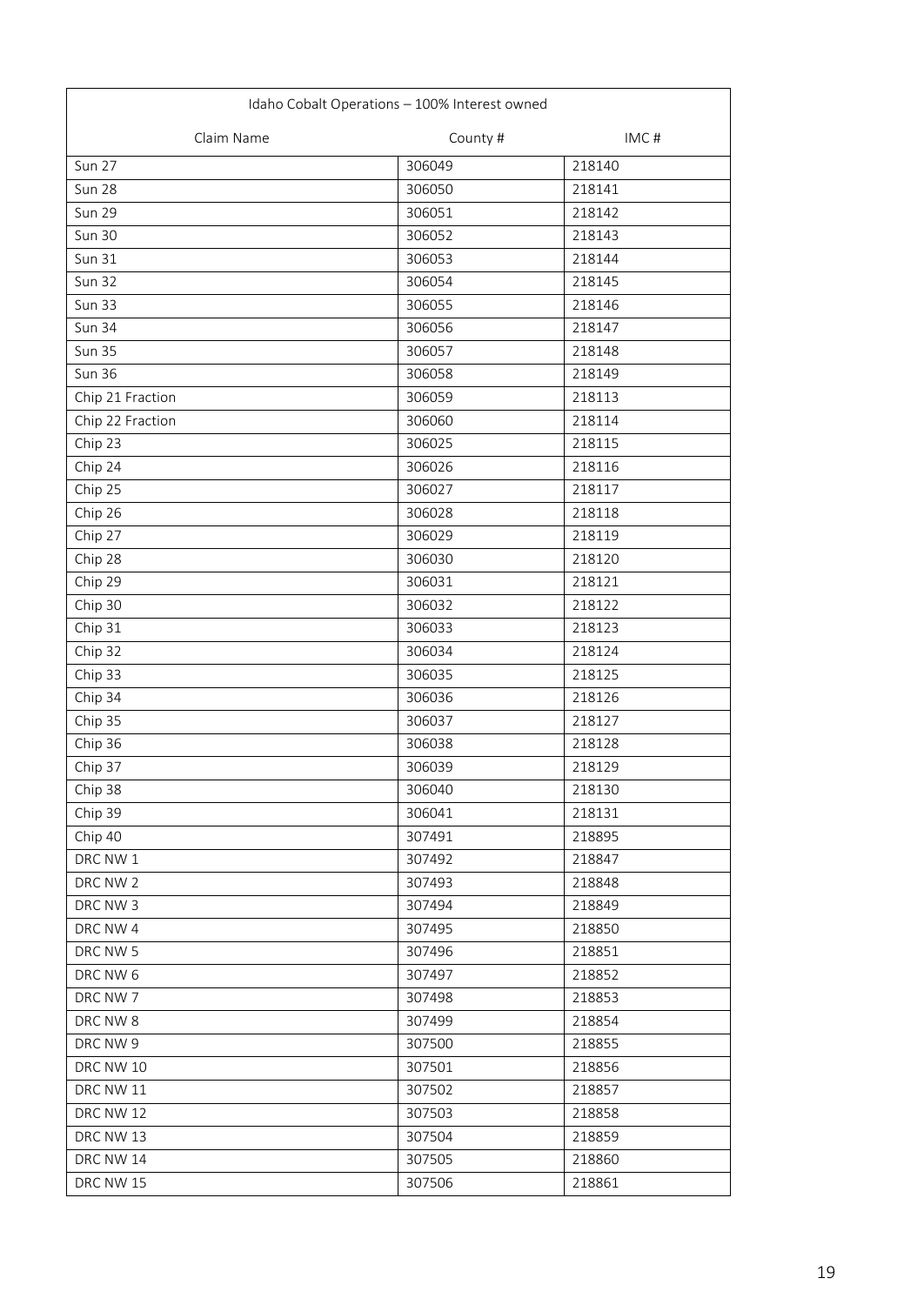| Idaho Cobalt Operations – 100% Interest owned | | |
|---|---|---|
| Claim Name | County # | IMC # |
| Sun 27 | 306049 | 218140 |
| Sun 28 | 306050 | 218141 |
| Sun 29 | 306051 | 218142 |
| Sun 30 | 306052 | 218143 |
| Sun 31 | 306053 | 218144 |
| Sun 32 | 306054 | 218145 |
| Sun 33 | 306055 | 218146 |
| Sun 34 | 306056 | 218147 |
| Sun 35 | 306057 | 218148 |
| Sun 36 | 306058 | 218149 |
| Chip 21 Fraction | 306059 | 218113 |
| Chip 22 Fraction | 306060 | 218114 |
| Chip 23 | 306025 | 218115 |
| Chip 24 | 306026 | 218116 |
| Chip 25 | 306027 | 218117 |
| Chip 26 | 306028 | 218118 |
| Chip 27 | 306029 | 218119 |
| Chip 28 | 306030 | 218120 |
| Chip 29 | 306031 | 218121 |
| Chip 30 | 306032 | 218122 |
| Chip 31 | 306033 | 218123 |
| Chip 32 | 306034 | 218124 |
| Chip 33 | 306035 | 218125 |
| Chip 34 | 306036 | 218126 |
| Chip 35 | 306037 | 218127 |
| Chip 36 | 306038 | 218128 |
| Chip 37 | 306039 | 218129 |
| Chip 38 | 306040 | 218130 |
| Chip 39 | 306041 | 218131 |
| Chip 40 | 307491 | 218895 |
| DRC NW 1 | 307492 | 218847 |
| DRC NW 2 | 307493 | 218848 |
| DRC NW 3 | 307494 | 218849 |
| DRC NW 4 | 307495 | 218850 |
| DRC NW 5 | 307496 | 218851 |
| DRC NW 6 | 307497 | 218852 |
| DRC NW 7 | 307498 | 218853 |
| DRC NW 8 | 307499 | 218854 |
| DRC NW 9 | 307500 | 218855 |
| DRC NW 10 | 307501 | 218856 |
| DRC NW 11 | 307502 | 218857 |
| DRC NW 12 | 307503 | 218858 |
| DRC NW 13 | 307504 | 218859 |
| DRC NW 14 | 307505 | 218860 |
| DRC NW 15 | 307506 | 218861 |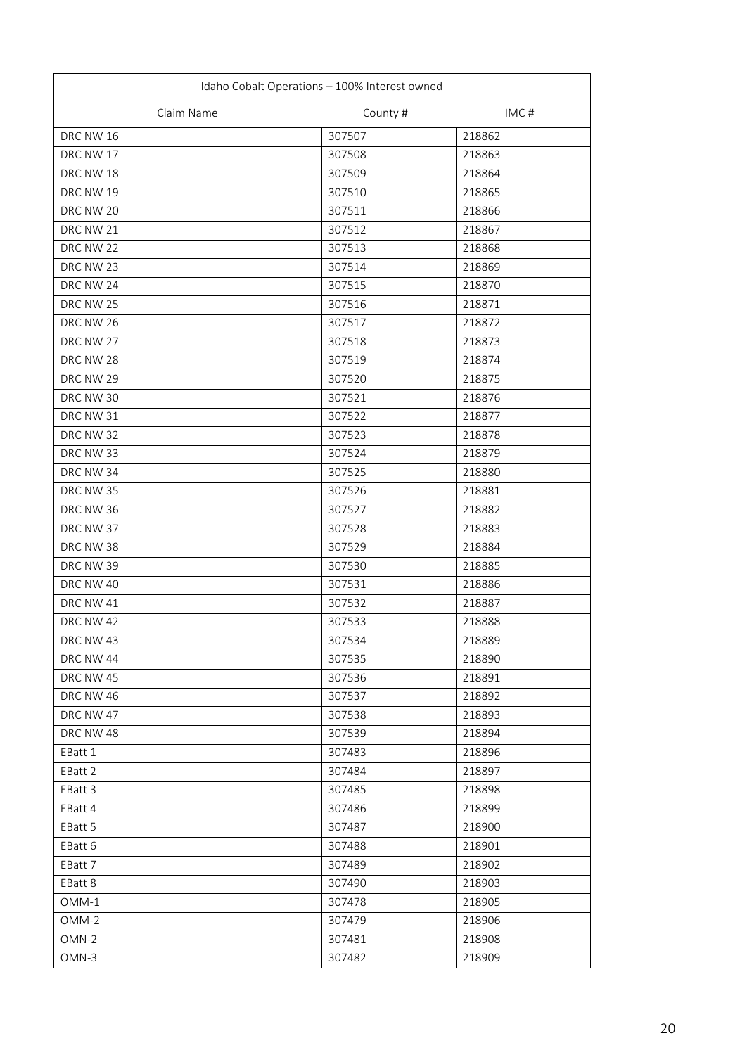| Idaho Cobalt Operations – 100% Interest owned | | |
|---|---|---|
| Claim Name | County # | IMC # |
| DRC NW 16 | 307507 | 218862 |
| DRC NW 17 | 307508 | 218863 |
| DRC NW 18 | 307509 | 218864 |
| DRC NW 19 | 307510 | 218865 |
| DRC NW 20 | 307511 | 218866 |
| DRC NW 21 | 307512 | 218867 |
| DRC NW 22 | 307513 | 218868 |
| DRC NW 23 | 307514 | 218869 |
| DRC NW 24 | 307515 | 218870 |
| DRC NW 25 | 307516 | 218871 |
| DRC NW 26 | 307517 | 218872 |
| DRC NW 27 | 307518 | 218873 |
| DRC NW 28 | 307519 | 218874 |
| DRC NW 29 | 307520 | 218875 |
| DRC NW 30 | 307521 | 218876 |
| DRC NW 31 | 307522 | 218877 |
| DRC NW 32 | 307523 | 218878 |
| DRC NW 33 | 307524 | 218879 |
| DRC NW 34 | 307525 | 218880 |
| DRC NW 35 | 307526 | 218881 |
| DRC NW 36 | 307527 | 218882 |
| DRC NW 37 | 307528 | 218883 |
| DRC NW 38 | 307529 | 218884 |
| DRC NW 39 | 307530 | 218885 |
| DRC NW 40 | 307531 | 218886 |
| DRC NW 41 | 307532 | 218887 |
| DRC NW 42 | 307533 | 218888 |
| DRC NW 43 | 307534 | 218889 |
| DRC NW 44 | 307535 | 218890 |
| DRC NW 45 | 307536 | 218891 |
| DRC NW 46 | 307537 | 218892 |
| DRC NW 47 | 307538 | 218893 |
| DRC NW 48 | 307539 | 218894 |
| EBatt 1 | 307483 | 218896 |
| EBatt 2 | 307484 | 218897 |
| EBatt 3 | 307485 | 218898 |
| EBatt 4 | 307486 | 218899 |
| EBatt 5 | 307487 | 218900 |
| EBatt 6 | 307488 | 218901 |
| EBatt 7 | 307489 | 218902 |
| EBatt 8 | 307490 | 218903 |
| OMM-1 | 307478 | 218905 |
| OMM-2 | 307479 | 218906 |
| OMN-2 | 307481 | 218908 |
| OMN-3 | 307482 | 218909 |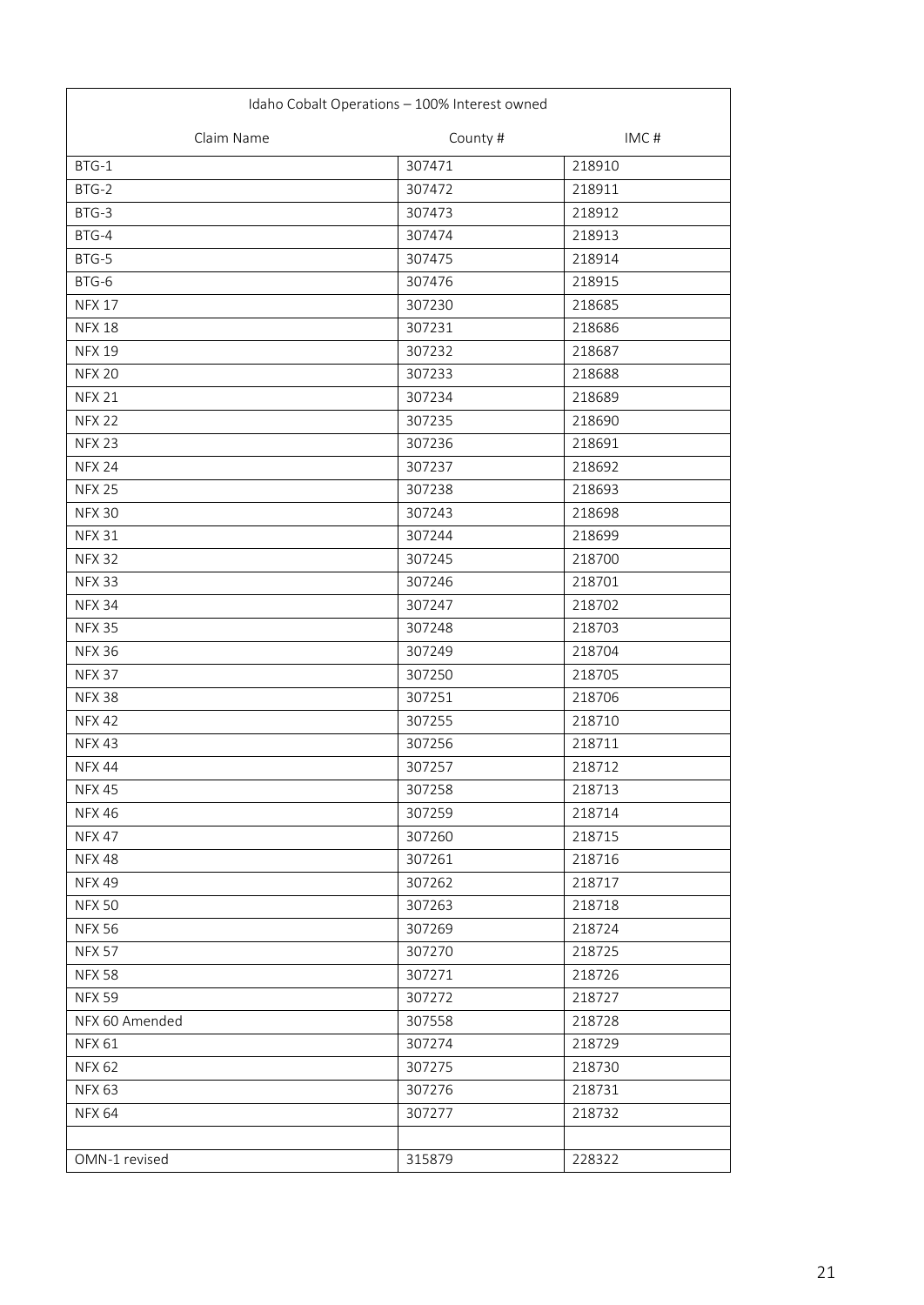| Idaho Cobalt Operations – 100% Interest owned | | |
|---|---|---|
| Claim Name | County # | IMC # |
| BTG-1 | 307471 | 218910 |
| BTG-2 | 307472 | 218911 |
| BTG-3 | 307473 | 218912 |
| BTG-4 | 307474 | 218913 |
| BTG-5 | 307475 | 218914 |
| BTG-6 | 307476 | 218915 |
| NFX 17 | 307230 | 218685 |
| NFX 18 | 307231 | 218686 |
| NFX 19 | 307232 | 218687 |
| NFX 20 | 307233 | 218688 |
| NFX 21 | 307234 | 218689 |
| NFX 22 | 307235 | 218690 |
| NFX 23 | 307236 | 218691 |
| NFX 24 | 307237 | 218692 |
| NFX 25 | 307238 | 218693 |
| NFX 30 | 307243 | 218698 |
| NFX 31 | 307244 | 218699 |
| NFX 32 | 307245 | 218700 |
| NFX 33 | 307246 | 218701 |
| NFX 34 | 307247 | 218702 |
| NFX 35 | 307248 | 218703 |
| NFX 36 | 307249 | 218704 |
| NFX 37 | 307250 | 218705 |
| NFX 38 | 307251 | 218706 |
| NFX 42 | 307255 | 218710 |
| NFX 43 | 307256 | 218711 |
| NFX 44 | 307257 | 218712 |
| NFX 45 | 307258 | 218713 |
| NFX 46 | 307259 | 218714 |
| NFX 47 | 307260 | 218715 |
| NFX 48 | 307261 | 218716 |
| NFX 49 | 307262 | 218717 |
| NFX 50 | 307263 | 218718 |
| NFX 56 | 307269 | 218724 |
| NFX 57 | 307270 | 218725 |
| NFX 58 | 307271 | 218726 |
| NFX 59 | 307272 | 218727 |
| NFX 60 Amended | 307558 | 218728 |
| NFX 61 | 307274 | 218729 |
| NFX 62 | 307275 | 218730 |
| NFX 63 | 307276 | 218731 |
| NFX 64 | 307277 | 218732 |
| | | |
| OMN-1 revised | 315879 | 228322 |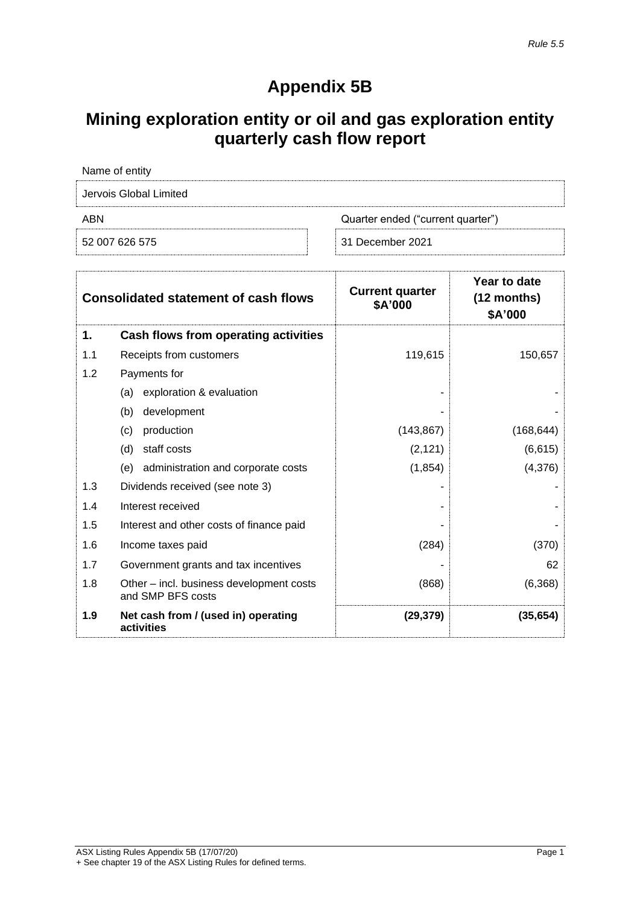*Rule 5.5*

# Appendix 5B

## Mining exploration entity or oil and gas exploration entity quarterly cash flow report

| Name of entity | |
|---|---|
| Jervois Global Limited | |
| **ABN** | **Quarter ended ("current quarter")** |
| 52 007 626 575 | 31 December 2021 |

| | Consolidated statement of cash flows | Current quarter $A'000 | Year to date (12 months) $A'000 |
|---|---|---|---|
| **1.** | **Cash flows from operating activities** | | |
| 1.1 | Receipts from customers | 119,615 | 150,657 |
| 1.2 | Payments for | | |
| | (a) exploration & evaluation | - | - |
| | (b) development | - | - |
| | (c) production | (143,867) | (168,644) |
| | (d) staff costs | (2,121) | (6,615) |
| | (e) administration and corporate costs | (1,854) | (4,376) |
| 1.3 | Dividends received (see note 3) | - | - |
| 1.4 | Interest received | - | - |
| 1.5 | Interest and other costs of finance paid | - | - |
| 1.6 | Income taxes paid | (284) | (370) |
| 1.7 | Government grants and tax incentives | - | 62 |
| 1.8 | Other – incl. business development costs and SMP BFS costs | (868) | (6,368) |
| **1.9** | **Net cash from / (used in) operating activities** | **(29,379)** | **(35,654)** |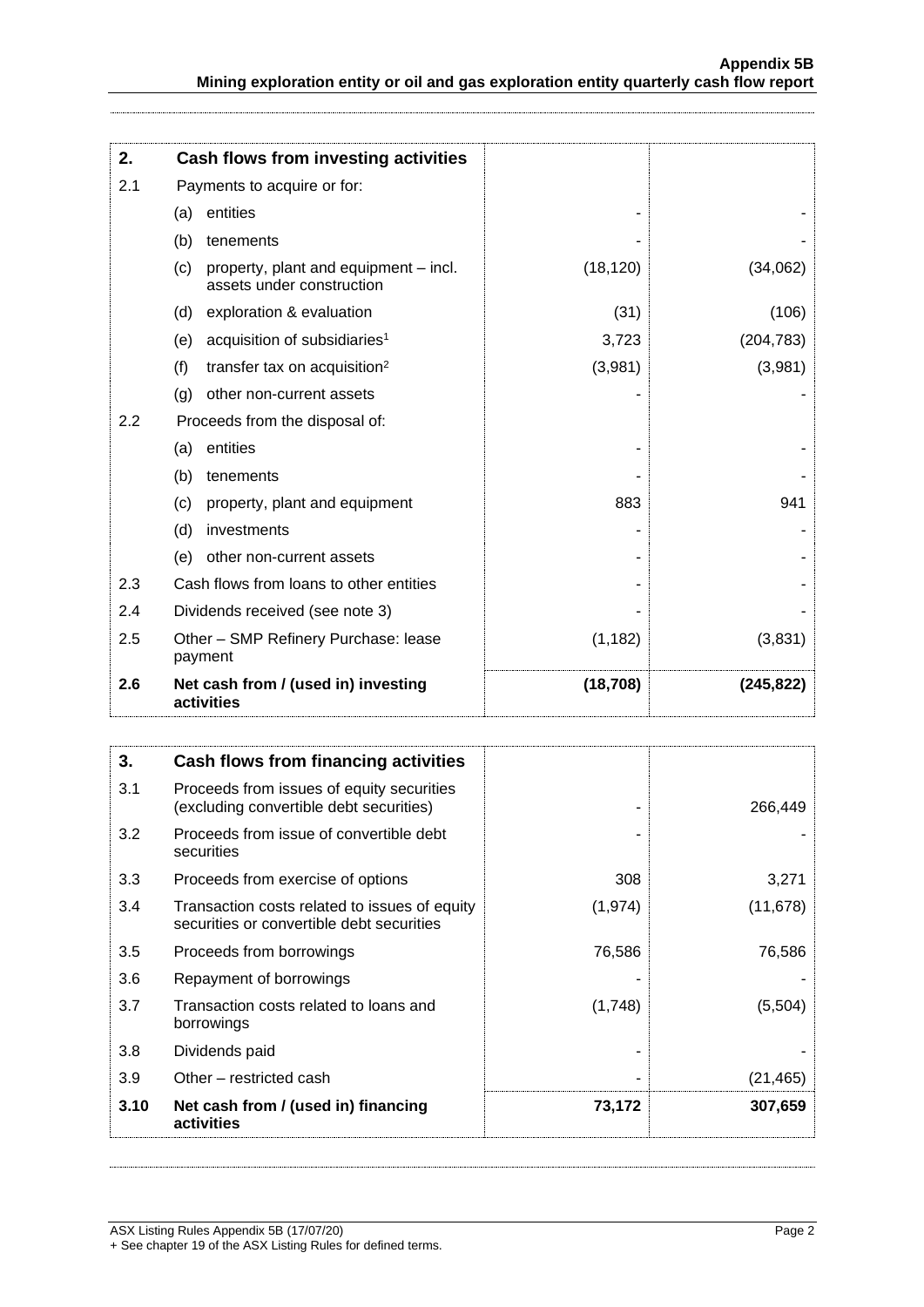| 2. | Cash flows from investing activities | | |
|---|---|---|---|
| 2.1 | Payments to acquire or for: | | |
| | (a) entities | - | - |
| | (b) tenements | - | - |
| | (c) property, plant and equipment – incl. assets under construction | (18,120) | (34,062) |
| | (d) exploration & evaluation | (31) | (106) |
| | (e) acquisition of subsidiaries[1] | 3,723 | (204,783) |
| | (f) transfer tax on acquisition[2] | (3,981) | (3,981) |
| | (g) other non-current assets | - | - |
| 2.2 | Proceeds from the disposal of: | | |
| | (a) entities | - | - |
| | (b) tenements | - | - |
| | (c) property, plant and equipment | 883 | 941 |
| | (d) investments | - | - |
| | (e) other non-current assets | - | - |
| 2.3 | Cash flows from loans to other entities | - | - |
| 2.4 | Dividends received (see note 3) | - | - |
| 2.5 | Other – SMP Refinery Purchase: lease payment | (1,182) | (3,831) |
| **2.6** | **Net cash from / (used in) investing activities** | **(18,708)** | **(245,822)** |

| 3. | Cash flows from financing activities | | |
|---|---|---|---|
| 3.1 | Proceeds from issues of equity securities (excluding convertible debt securities) | - | 266,449 |
| 3.2 | Proceeds from issue of convertible debt securities | - | - |
| 3.3 | Proceeds from exercise of options | 308 | 3,271 |
| 3.4 | Transaction costs related to issues of equity securities or convertible debt securities | (1,974) | (11,678) |
| 3.5 | Proceeds from borrowings | 76,586 | 76,586 |
| 3.6 | Repayment of borrowings | - | - |
| 3.7 | Transaction costs related to loans and borrowings | (1,748) | (5,504) |
| 3.8 | Dividends paid | - | - |
| 3.9 | Other – restricted cash | - | (21,465) |
| **3.10** | **Net cash from / (used in) financing activities** | **73,172** | **307,659** |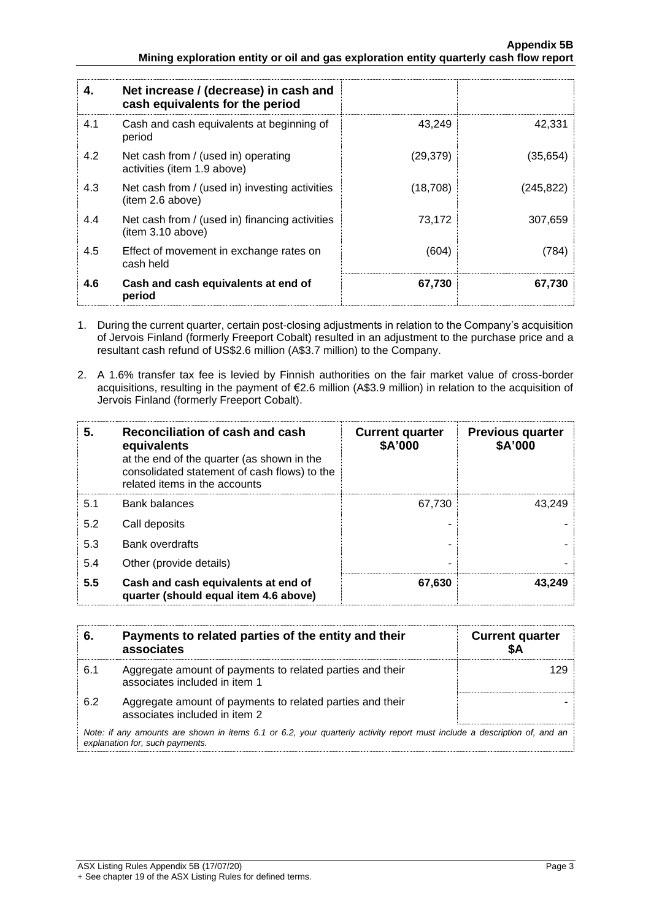| 4. | Net increase / (decrease) in cash and cash equivalents for the period | | |
|---|---|---|---|
| 4.1 | Cash and cash equivalents at beginning of period | 43,249 | 42,331 |
| 4.2 | Net cash from / (used in) operating activities (item 1.9 above) | (29,379) | (35,654) |
| 4.3 | Net cash from / (used in) investing activities (item 2.6 above) | (18,708) | (245,822) |
| 4.4 | Net cash from / (used in) financing activities (item 3.10 above) | 73,172 | 307,659 |
| 4.5 | Effect of movement in exchange rates on cash held | (604) | (784) |
| **4.6** | **Cash and cash equivalents at end of period** | **67,730** | **67,730** |

1. During the current quarter, certain post-closing adjustments in relation to the Company's acquisition of Jervois Finland (formerly Freeport Cobalt) resulted in an adjustment to the purchase price and a resultant cash refund of US$2.6 million (A$3.7 million) to the Company.

2. A 1.6% transfer tax fee is levied by Finnish authorities on the fair market value of cross-border acquisitions, resulting in the payment of €2.6 million (A$3.9 million) in relation to the acquisition of Jervois Finland (formerly Freeport Cobalt).

| 5. | **Reconciliation of cash and cash equivalents** at the end of the quarter (as shown in the consolidated statement of cash flows) to the related items in the accounts | **Current quarter \$A'000** | **Previous quarter \$A'000** |
|---|---|---|---|
| 5.1 | Bank balances | 67,730 | 43,249 |
| 5.2 | Call deposits | - | - |
| 5.3 | Bank overdrafts | - | - |
| 5.4 | Other (provide details) | - | - |
| **5.5** | **Cash and cash equivalents at end of quarter (should equal item 4.6 above)** | **67,630** | **43,249** |

| 6. | **Payments to related parties of the entity and their associates** | **Current quarter \$A** |
|---|---|---|
| 6.1 | Aggregate amount of payments to related parties and their associates included in item 1 | 129 |
| 6.2 | Aggregate amount of payments to related parties and their associates included in item 2 | - |

*Note: if any amounts are shown in items 6.1 or 6.2, your quarterly activity report must include a description of, and an explanation for, such payments.*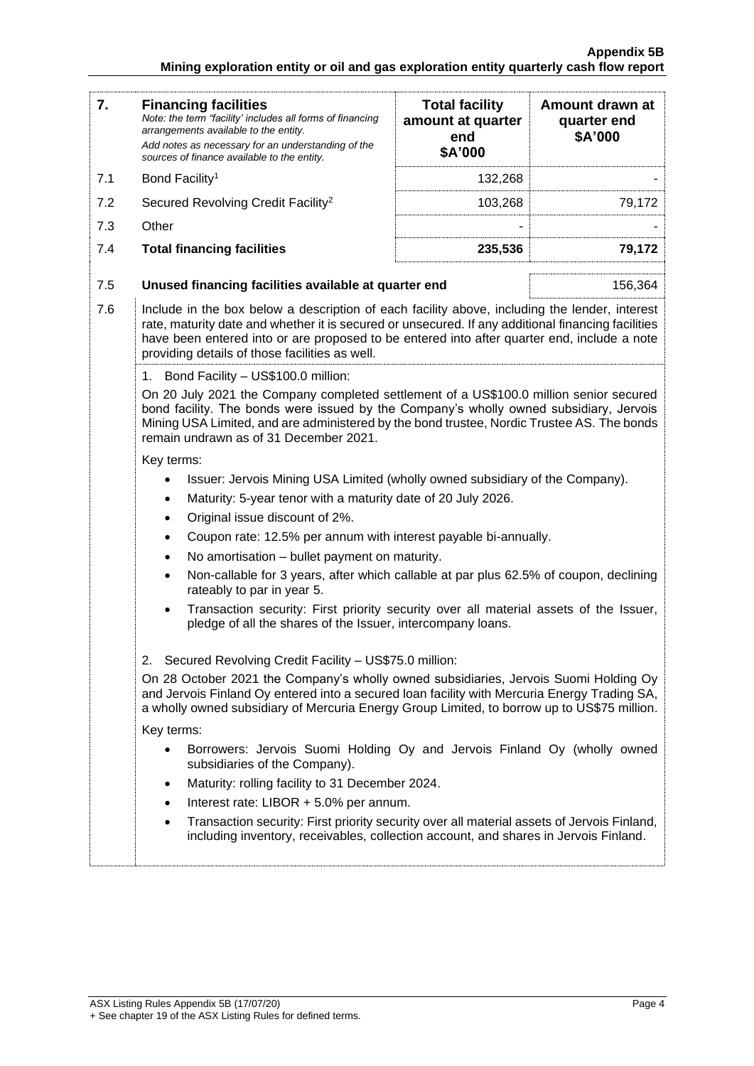| 7. | **Financing facilities** *Note: the term "facility' includes all forms of financing arrangements available to the entity.* *Add notes as necessary for an understanding of the sources of finance available to the entity.* | **Total facility amount at quarter end \$A'000** | **Amount drawn at quarter end \$A'000** |
|---|---|---|---|
| 7.1 | Bond Facility[1] | 132,268 | - |
| 7.2 | Secured Revolving Credit Facility[2] | 103,268 | 79,172 |
| 7.3 | Other | - | - |
| 7.4 | **Total financing facilities** | **235,536** | **79,172** |

| | | |
|---|---|---|
| 7.5 | **Unused financing facilities available at quarter end** | 156,364 |

7.6 Include in the box below a description of each facility above, including the lender, interest rate, maturity date and whether it is secured or unsecured. If any additional financing facilities have been entered into or are proposed to be entered into after quarter end, include a note providing details of those facilities as well.

1. Bond Facility – US\$100.0 million:

On 20 July 2021 the Company completed settlement of a US\$100.0 million senior secured bond facility. The bonds were issued by the Company's wholly owned subsidiary, Jervois Mining USA Limited, and are administered by the bond trustee, Nordic Trustee AS. The bonds remain undrawn as of 31 December 2021.

Key terms:

- Issuer: Jervois Mining USA Limited (wholly owned subsidiary of the Company).
- Maturity: 5-year tenor with a maturity date of 20 July 2026.
- Original issue discount of 2%.
- Coupon rate: 12.5% per annum with interest payable bi-annually.
- No amortisation – bullet payment on maturity.
- Non-callable for 3 years, after which callable at par plus 62.5% of coupon, declining rateably to par in year 5.
- Transaction security: First priority security over all material assets of the Issuer, pledge of all the shares of the Issuer, intercompany loans.

2. Secured Revolving Credit Facility – US\$75.0 million:

On 28 October 2021 the Company's wholly owned subsidiaries, Jervois Suomi Holding Oy and Jervois Finland Oy entered into a secured loan facility with Mercuria Energy Trading SA, a wholly owned subsidiary of Mercuria Energy Group Limited, to borrow up to US\$75 million.

Key terms:

- Borrowers: Jervois Suomi Holding Oy and Jervois Finland Oy (wholly owned subsidiaries of the Company).
- Maturity: rolling facility to 31 December 2024.
- Interest rate: LIBOR + 5.0% per annum.
- Transaction security: First priority security over all material assets of Jervois Finland, including inventory, receivables, collection account, and shares in Jervois Finland.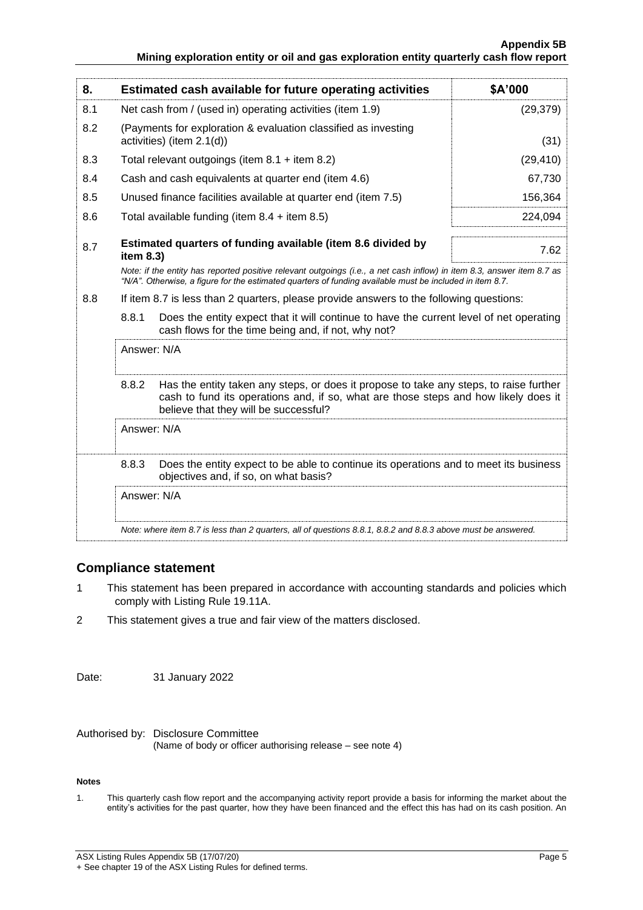| 8. | Estimated cash available for future operating activities | | $A'000 |
|---|---|---|---|
| 8.1 | Net cash from / (used in) operating activities (item 1.9) | | (29,379) |
| 8.2 | (Payments for exploration & evaluation classified as investing activities) (item 2.1(d)) | | (31) |
| 8.3 | Total relevant outgoings (item 8.1 + item 8.2) | | (29,410) |
| 8.4 | Cash and cash equivalents at quarter end (item 4.6) | | 67,730 |
| 8.5 | Unused finance facilities available at quarter end (item 7.5) | | 156,364 |
| 8.6 | Total available funding (item 8.4 + item 8.5) | | 224,094 |
| 8.7 | **Estimated quarters of funding available (item 8.6 divided by item 8.3)** | | 7.62 |
| | *Note: if the entity has reported positive relevant outgoings (i.e., a net cash inflow) in item 8.3, answer item 8.7 as "N/A". Otherwise, a figure for the estimated quarters of funding available must be included in item 8.7.* | | |
| 8.8 | If item 8.7 is less than 2 quarters, please provide answers to the following questions: | | |
| | 8.8.1 | Does the entity expect that it will continue to have the current level of net operating cash flows for the time being and, if not, why not? | |
| | Answer: N/A | | |
| | 8.8.2 | Has the entity taken any steps, or does it propose to take any steps, to raise further cash to fund its operations and, if so, what are those steps and how likely does it believe that they will be successful? | |
| | Answer: N/A | | |
| | 8.8.3 | Does the entity expect to be able to continue its operations and to meet its business objectives and, if so, on what basis? | |
| | Answer: N/A | | |
| | *Note: where item 8.7 is less than 2 quarters, all of questions 8.8.1, 8.8.2 and 8.8.3 above must be answered.* | | |

## Compliance statement

1. This statement has been prepared in accordance with accounting standards and policies which comply with Listing Rule 19.11A.
2. This statement gives a true and fair view of the matters disclosed.

Date: 31 January 2022

Authorised by: Disclosure Committee
(Name of body or officer authorising release – see note 4)

**Notes**

1. This quarterly cash flow report and the accompanying activity report provide a basis for informing the market about the entity's activities for the past quarter, how they have been financed and the effect this has had on its cash position. An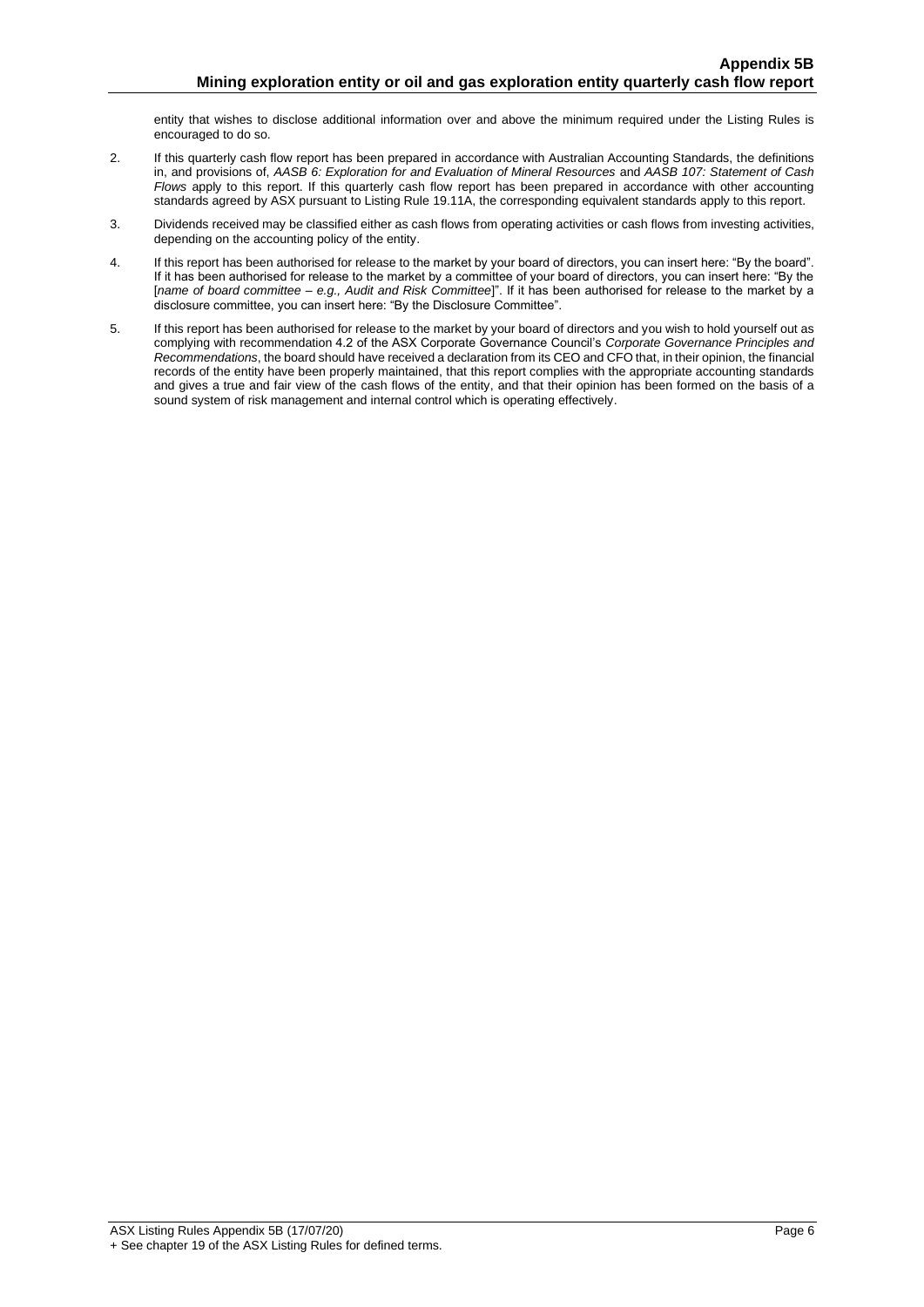entity that wishes to disclose additional information over and above the minimum required under the Listing Rules is encouraged to do so.

2. If this quarterly cash flow report has been prepared in accordance with Australian Accounting Standards, the definitions in, and provisions of, *AASB 6: Exploration for and Evaluation of Mineral Resources* and *AASB 107: Statement of Cash Flows* apply to this report. If this quarterly cash flow report has been prepared in accordance with other accounting standards agreed by ASX pursuant to Listing Rule 19.11A, the corresponding equivalent standards apply to this report.

3. Dividends received may be classified either as cash flows from operating activities or cash flows from investing activities, depending on the accounting policy of the entity.

4. If this report has been authorised for release to the market by your board of directors, you can insert here: "By the board". If it has been authorised for release to the market by a committee of your board of directors, you can insert here: "By the [*name of board committee – e.g., Audit and Risk Committee*]". If it has been authorised for release to the market by a disclosure committee, you can insert here: "By the Disclosure Committee".

5. If this report has been authorised for release to the market by your board of directors and you wish to hold yourself out as complying with recommendation 4.2 of the ASX Corporate Governance Council's *Corporate Governance Principles and Recommendations*, the board should have received a declaration from its CEO and CFO that, in their opinion, the financial records of the entity have been properly maintained, that this report complies with the appropriate accounting standards and gives a true and fair view of the cash flows of the entity, and that their opinion has been formed on the basis of a sound system of risk management and internal control which is operating effectively.